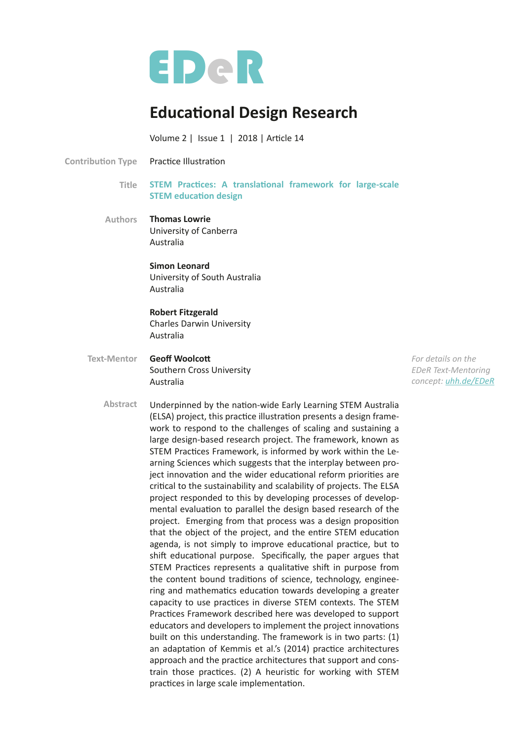# EDeR

## Educational Design Research

Volume 2 | Issue 1 | 2018 | Article 14

**Contribution Type** Practice Illustration

**Title** **STEM Practices: A translational framework for large-scale STEM education design**

**Authors**

**Thomas Lowrie**
University of Canberra
Australia

**Simon Leonard**
University of South Australia
Australia

**Robert Fitzgerald**
Charles Darwin University
Australia

**Text-Mentor**

**Geoff Woolcott**
Southern Cross University
Australia

*For details on the EDeR Text-Mentoring concept: uhh.de/EDeR*

**Abstract**

Underpinned by the nation-wide Early Learning STEM Australia (ELSA) project, this practice illustration presents a design framework to respond to the challenges of scaling and sustaining a large design-based research project. The framework, known as STEM Practices Framework, is informed by work within the Learning Sciences which suggests that the interplay between project innovation and the wider educational reform priorities are critical to the sustainability and scalability of projects. The ELSA project responded to this by developing processes of developmental evaluation to parallel the design based research of the project. Emerging from that process was a design proposition that the object of the project, and the entire STEM education agenda, is not simply to improve educational practice, but to shift educational purpose. Specifically, the paper argues that STEM Practices represents a qualitative shift in purpose from the content bound traditions of science, technology, engineering and mathematics education towards developing a greater capacity to use practices in diverse STEM contexts. The STEM Practices Framework described here was developed to support educators and developers to implement the project innovations built on this understanding. The framework is in two parts: (1) an adaptation of Kemmis et al.'s (2014) practice architectures approach and the practice architectures that support and constrain those practices. (2) A heuristic for working with STEM practices in large scale implementation.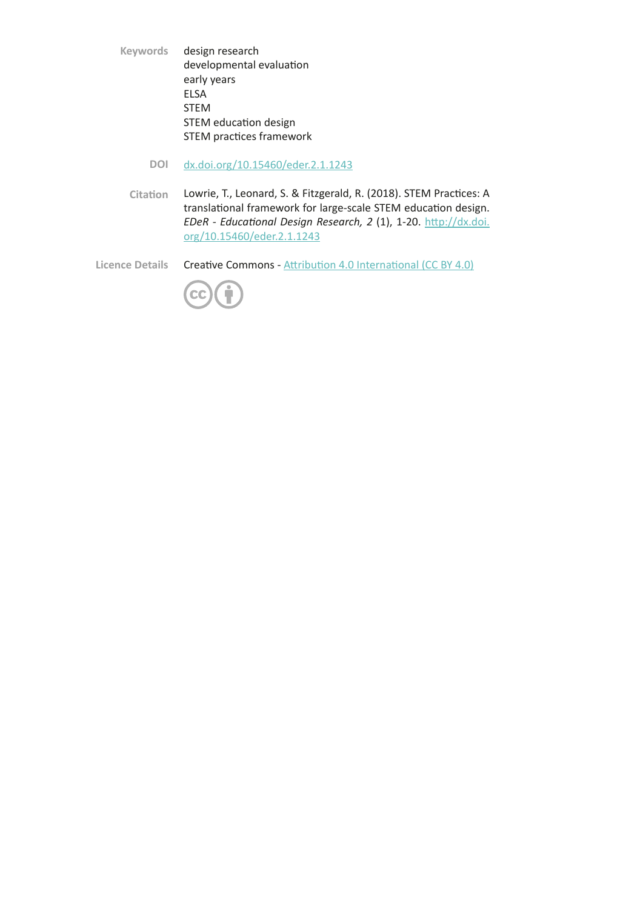**Keywords**

design research
developmental evaluation
early years
ELSA
STEM
STEM education design
STEM practices framework

**DOI**

dx.doi.org/10.15460/eder.2.1.1243

**Citation**

Lowrie, T., Leonard, S. & Fitzgerald, R. (2018). STEM Practices: A translational framework for large-scale STEM education design. *EDeR - Educational Design Research, 2* (1), 1-20. http://dx.doi.org/10.15460/eder.2.1.1243

**Licence Details**

Creative Commons - Attribution 4.0 International (CC BY 4.0)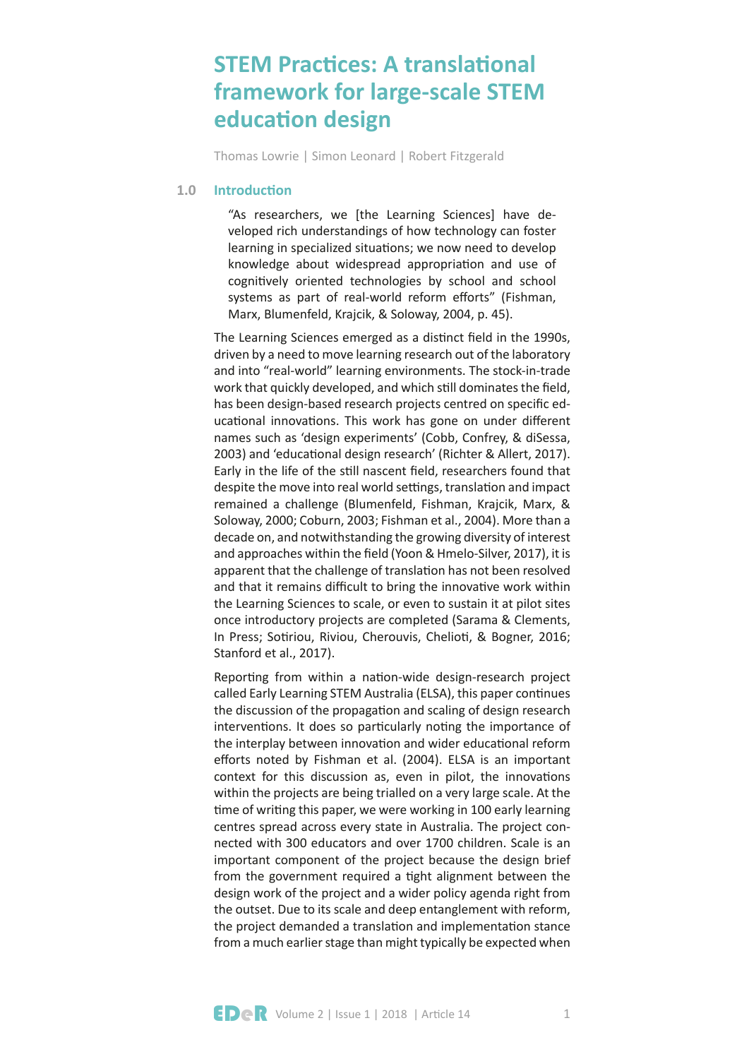# STEM Practices: A translational framework for large-scale STEM education design

Thomas Lowrie | Simon Leonard | Robert Fitzgerald

## 1.0 Introduction

> "As researchers, we [the Learning Sciences] have developed rich understandings of how technology can foster learning in specialized situations; we now need to develop knowledge about widespread appropriation and use of cognitively oriented technologies by school and school systems as part of real-world reform efforts" (Fishman, Marx, Blumenfeld, Krajcik, & Soloway, 2004, p. 45).

The Learning Sciences emerged as a distinct field in the 1990s, driven by a need to move learning research out of the laboratory and into "real-world" learning environments. The stock-in-trade work that quickly developed, and which still dominates the field, has been design-based research projects centred on specific educational innovations. This work has gone on under different names such as 'design experiments' (Cobb, Confrey, & diSessa, 2003) and 'educational design research' (Richter & Allert, 2017). Early in the life of the still nascent field, researchers found that despite the move into real world settings, translation and impact remained a challenge (Blumenfeld, Fishman, Krajcik, Marx, & Soloway, 2000; Coburn, 2003; Fishman et al., 2004). More than a decade on, and notwithstanding the growing diversity of interest and approaches within the field (Yoon & Hmelo-Silver, 2017), it is apparent that the challenge of translation has not been resolved and that it remains difficult to bring the innovative work within the Learning Sciences to scale, or even to sustain it at pilot sites once introductory projects are completed (Sarama & Clements, In Press; Sotiriou, Riviou, Cherouvis, Chelioti, & Bogner, 2016; Stanford et al., 2017).

Reporting from within a nation-wide design-research project called Early Learning STEM Australia (ELSA), this paper continues the discussion of the propagation and scaling of design research interventions. It does so particularly noting the importance of the interplay between innovation and wider educational reform efforts noted by Fishman et al. (2004). ELSA is an important context for this discussion as, even in pilot, the innovations within the projects are being trialled on a very large scale. At the time of writing this paper, we were working in 100 early learning centres spread across every state in Australia. The project connected with 300 educators and over 1700 children. Scale is an important component of the project because the design brief from the government required a tight alignment between the design work of the project and a wider policy agenda right from the outset. Due to its scale and deep entanglement with reform, the project demanded a translation and implementation stance from a much earlier stage than might typically be expected when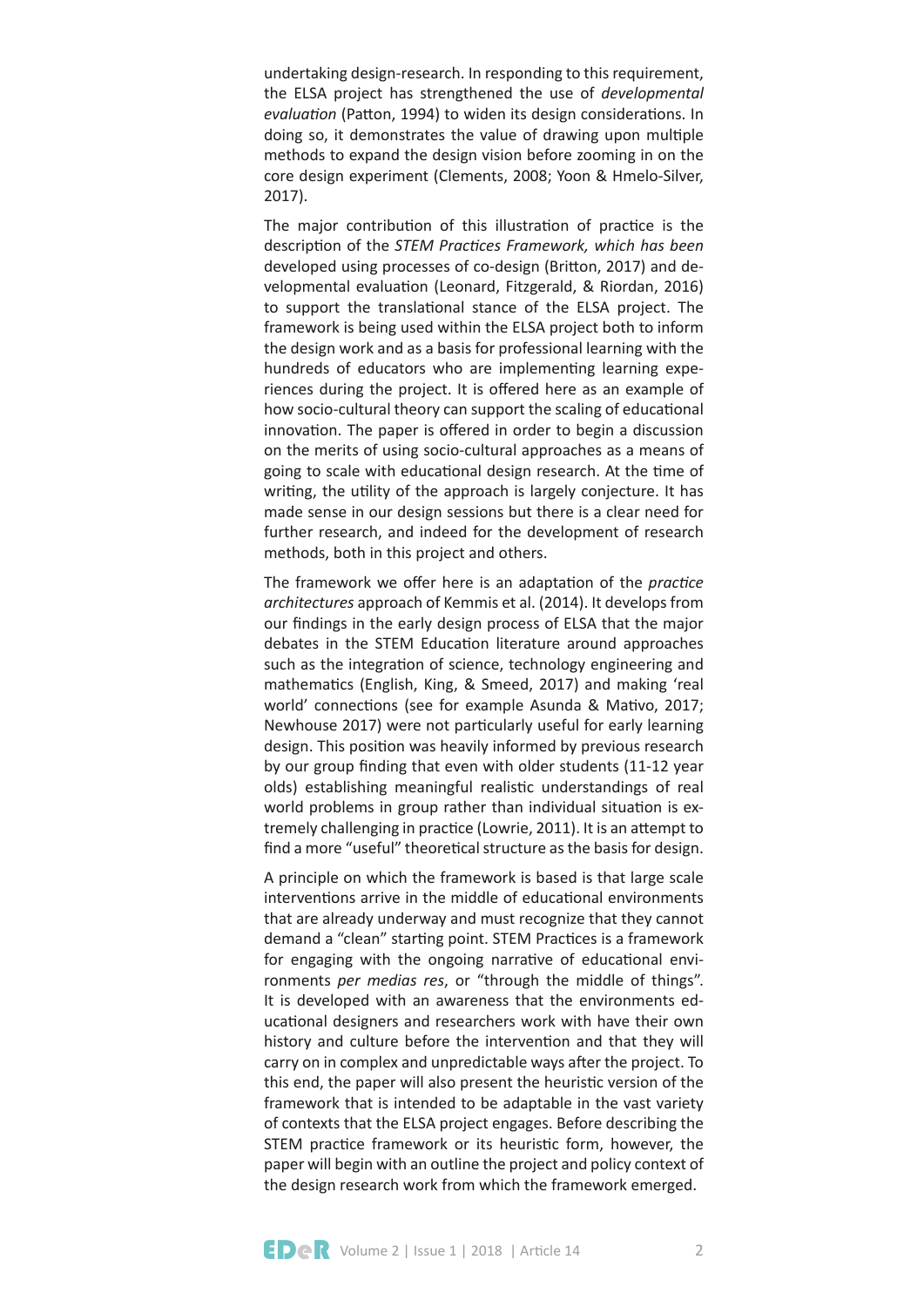undertaking design-research. In responding to this requirement, the ELSA project has strengthened the use of *developmental evaluation* (Patton, 1994) to widen its design considerations. In doing so, it demonstrates the value of drawing upon multiple methods to expand the design vision before zooming in on the core design experiment (Clements, 2008; Yoon & Hmelo-Silver, 2017).

The major contribution of this illustration of practice is the description of the *STEM Practices Framework, which has been* developed using processes of co-design (Britton, 2017) and developmental evaluation (Leonard, Fitzgerald, & Riordan, 2016) to support the translational stance of the ELSA project. The framework is being used within the ELSA project both to inform the design work and as a basis for professional learning with the hundreds of educators who are implementing learning experiences during the project. It is offered here as an example of how socio-cultural theory can support the scaling of educational innovation. The paper is offered in order to begin a discussion on the merits of using socio-cultural approaches as a means of going to scale with educational design research. At the time of writing, the utility of the approach is largely conjecture. It has made sense in our design sessions but there is a clear need for further research, and indeed for the development of research methods, both in this project and others.

The framework we offer here is an adaptation of the *practice architectures* approach of Kemmis et al. (2014). It develops from our findings in the early design process of ELSA that the major debates in the STEM Education literature around approaches such as the integration of science, technology engineering and mathematics (English, King, & Smeed, 2017) and making 'real world' connections (see for example Asunda & Mativo, 2017; Newhouse 2017) were not particularly useful for early learning design. This position was heavily informed by previous research by our group finding that even with older students (11-12 year olds) establishing meaningful realistic understandings of real world problems in group rather than individual situation is extremely challenging in practice (Lowrie, 2011). It is an attempt to find a more "useful" theoretical structure as the basis for design.

A principle on which the framework is based is that large scale interventions arrive in the middle of educational environments that are already underway and must recognize that they cannot demand a "clean" starting point. STEM Practices is a framework for engaging with the ongoing narrative of educational environments *per medias res*, or "through the middle of things". It is developed with an awareness that the environments educational designers and researchers work with have their own history and culture before the intervention and that they will carry on in complex and unpredictable ways after the project. To this end, the paper will also present the heuristic version of the framework that is intended to be adaptable in the vast variety of contexts that the ELSA project engages. Before describing the STEM practice framework or its heuristic form, however, the paper will begin with an outline the project and policy context of the design research work from which the framework emerged.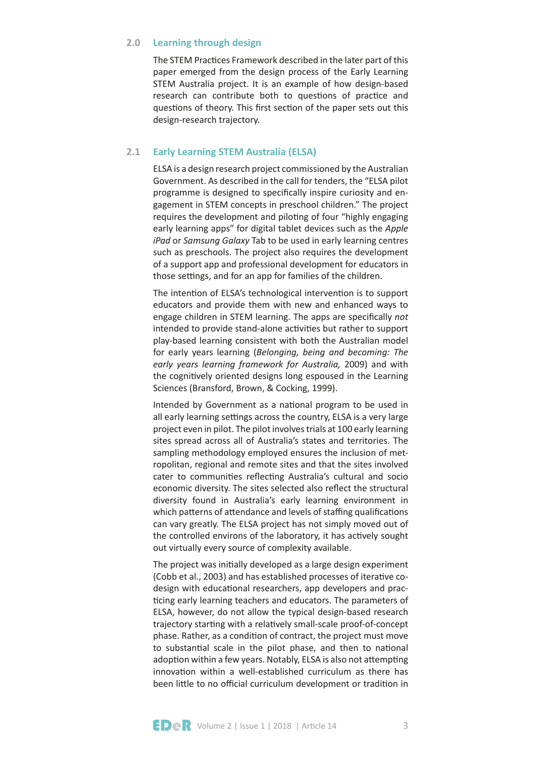## 2.0 Learning through design

The STEM Practices Framework described in the later part of this paper emerged from the design process of the Early Learning STEM Australia project. It is an example of how design-based research can contribute both to questions of practice and questions of theory. This first section of the paper sets out this design-research trajectory.

## 2.1 Early Learning STEM Australia (ELSA)

ELSA is a design research project commissioned by the Australian Government. As described in the call for tenders, the "ELSA pilot programme is designed to specifically inspire curiosity and engagement in STEM concepts in preschool children." The project requires the development and piloting of four "highly engaging early learning apps" for digital tablet devices such as the *Apple iPad* or *Samsung Galaxy* Tab to be used in early learning centres such as preschools. The project also requires the development of a support app and professional development for educators in those settings, and for an app for families of the children.

The intention of ELSA's technological intervention is to support educators and provide them with new and enhanced ways to engage children in STEM learning. The apps are specifically *not* intended to provide stand-alone activities but rather to support play-based learning consistent with both the Australian model for early years learning (*Belonging, being and becoming: The early years learning framework for Australia,* 2009) and with the cognitively oriented designs long espoused in the Learning Sciences (Bransford, Brown, & Cocking, 1999).

Intended by Government as a national program to be used in all early learning settings across the country, ELSA is a very large project even in pilot. The pilot involves trials at 100 early learning sites spread across all of Australia's states and territories. The sampling methodology employed ensures the inclusion of metropolitan, regional and remote sites and that the sites involved cater to communities reflecting Australia's cultural and socio economic diversity. The sites selected also reflect the structural diversity found in Australia's early learning environment in which patterns of attendance and levels of staffing qualifications can vary greatly. The ELSA project has not simply moved out of the controlled environs of the laboratory, it has actively sought out virtually every source of complexity available.

The project was initially developed as a large design experiment (Cobb et al., 2003) and has established processes of iterative co-design with educational researchers, app developers and practicing early learning teachers and educators. The parameters of ELSA, however, do not allow the typical design-based research trajectory starting with a relatively small-scale proof-of-concept phase. Rather, as a condition of contract, the project must move to substantial scale in the pilot phase, and then to national adoption within a few years. Notably, ELSA is also not attempting innovation within a well-established curriculum as there has been little to no official curriculum development or tradition in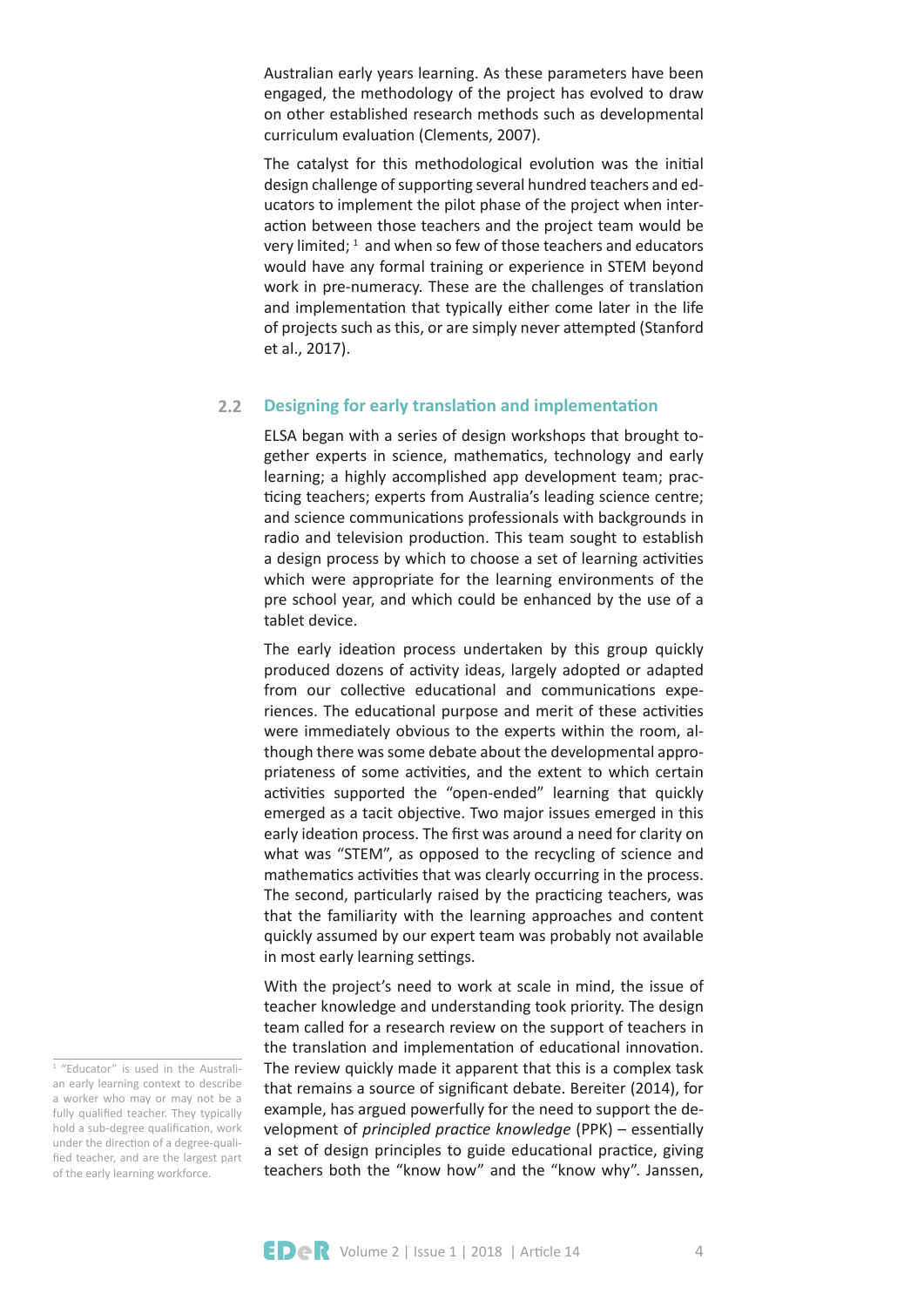Australian early years learning. As these parameters have been engaged, the methodology of the project has evolved to draw on other established research methods such as developmental curriculum evaluation (Clements, 2007).

The catalyst for this methodological evolution was the initial design challenge of supporting several hundred teachers and educators to implement the pilot phase of the project when interaction between those teachers and the project team would be very limited; [1] and when so few of those teachers and educators would have any formal training or experience in STEM beyond work in pre-numeracy. These are the challenges of translation and implementation that typically either come later in the life of projects such as this, or are simply never attempted (Stanford et al., 2017).

## 2.2 Designing for early translation and implementation

ELSA began with a series of design workshops that brought together experts in science, mathematics, technology and early learning; a highly accomplished app development team; practicing teachers; experts from Australia's leading science centre; and science communications professionals with backgrounds in radio and television production. This team sought to establish a design process by which to choose a set of learning activities which were appropriate for the learning environments of the pre school year, and which could be enhanced by the use of a tablet device.

The early ideation process undertaken by this group quickly produced dozens of activity ideas, largely adopted or adapted from our collective educational and communications experiences. The educational purpose and merit of these activities were immediately obvious to the experts within the room, although there was some debate about the developmental appropriateness of some activities, and the extent to which certain activities supported the "open-ended" learning that quickly emerged as a tacit objective. Two major issues emerged in this early ideation process. The first was around a need for clarity on what was "STEM", as opposed to the recycling of science and mathematics activities that was clearly occurring in the process. The second, particularly raised by the practicing teachers, was that the familiarity with the learning approaches and content quickly assumed by our expert team was probably not available in most early learning settings.

With the project's need to work at scale in mind, the issue of teacher knowledge and understanding took priority. The design team called for a research review on the support of teachers in the translation and implementation of educational innovation. The review quickly made it apparent that this is a complex task that remains a source of significant debate. Bereiter (2014), for example, has argued powerfully for the need to support the development of *principled practice knowledge* (PPK) – essentially a set of design principles to guide educational practice, giving teachers both the "know how" and the "know why". Janssen,

[1] "Educator" is used in the Australian early learning context to describe a worker who may or may not be a fully qualified teacher. They typically hold a sub-degree qualification, work under the direction of a degree-qualified teacher, and are the largest part of the early learning workforce.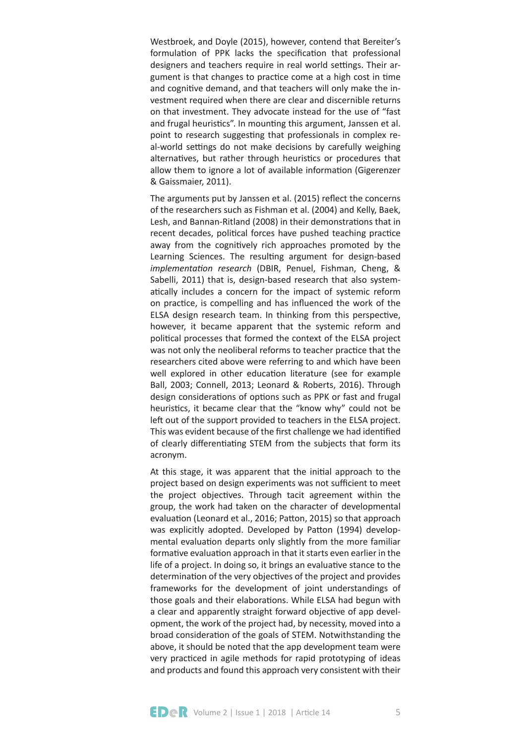Westbroek, and Doyle (2015), however, contend that Bereiter's formulation of PPK lacks the specification that professional designers and teachers require in real world settings. Their argument is that changes to practice come at a high cost in time and cognitive demand, and that teachers will only make the investment required when there are clear and discernible returns on that investment. They advocate instead for the use of "fast and frugal heuristics". In mounting this argument, Janssen et al. point to research suggesting that professionals in complex real-world settings do not make decisions by carefully weighing alternatives, but rather through heuristics or procedures that allow them to ignore a lot of available information (Gigerenzer & Gaissmaier, 2011).

The arguments put by Janssen et al. (2015) reflect the concerns of the researchers such as Fishman et al. (2004) and Kelly, Baek, Lesh, and Bannan-Ritland (2008) in their demonstrations that in recent decades, political forces have pushed teaching practice away from the cognitively rich approaches promoted by the Learning Sciences. The resulting argument for design-based *implementation research* (DBIR, Penuel, Fishman, Cheng, & Sabelli, 2011) that is, design-based research that also systematically includes a concern for the impact of systemic reform on practice, is compelling and has influenced the work of the ELSA design research team. In thinking from this perspective, however, it became apparent that the systemic reform and political processes that formed the context of the ELSA project was not only the neoliberal reforms to teacher practice that the researchers cited above were referring to and which have been well explored in other education literature (see for example Ball, 2003; Connell, 2013; Leonard & Roberts, 2016). Through design considerations of options such as PPK or fast and frugal heuristics, it became clear that the "know why" could not be left out of the support provided to teachers in the ELSA project. This was evident because of the first challenge we had identified of clearly differentiating STEM from the subjects that form its acronym.

At this stage, it was apparent that the initial approach to the project based on design experiments was not sufficient to meet the project objectives. Through tacit agreement within the group, the work had taken on the character of developmental evaluation (Leonard et al., 2016; Patton, 2015) so that approach was explicitly adopted. Developed by Patton (1994) developmental evaluation departs only slightly from the more familiar formative evaluation approach in that it starts even earlier in the life of a project. In doing so, it brings an evaluative stance to the determination of the very objectives of the project and provides frameworks for the development of joint understandings of those goals and their elaborations. While ELSA had begun with a clear and apparently straight forward objective of app development, the work of the project had, by necessity, moved into a broad consideration of the goals of STEM. Notwithstanding the above, it should be noted that the app development team were very practiced in agile methods for rapid prototyping of ideas and products and found this approach very consistent with their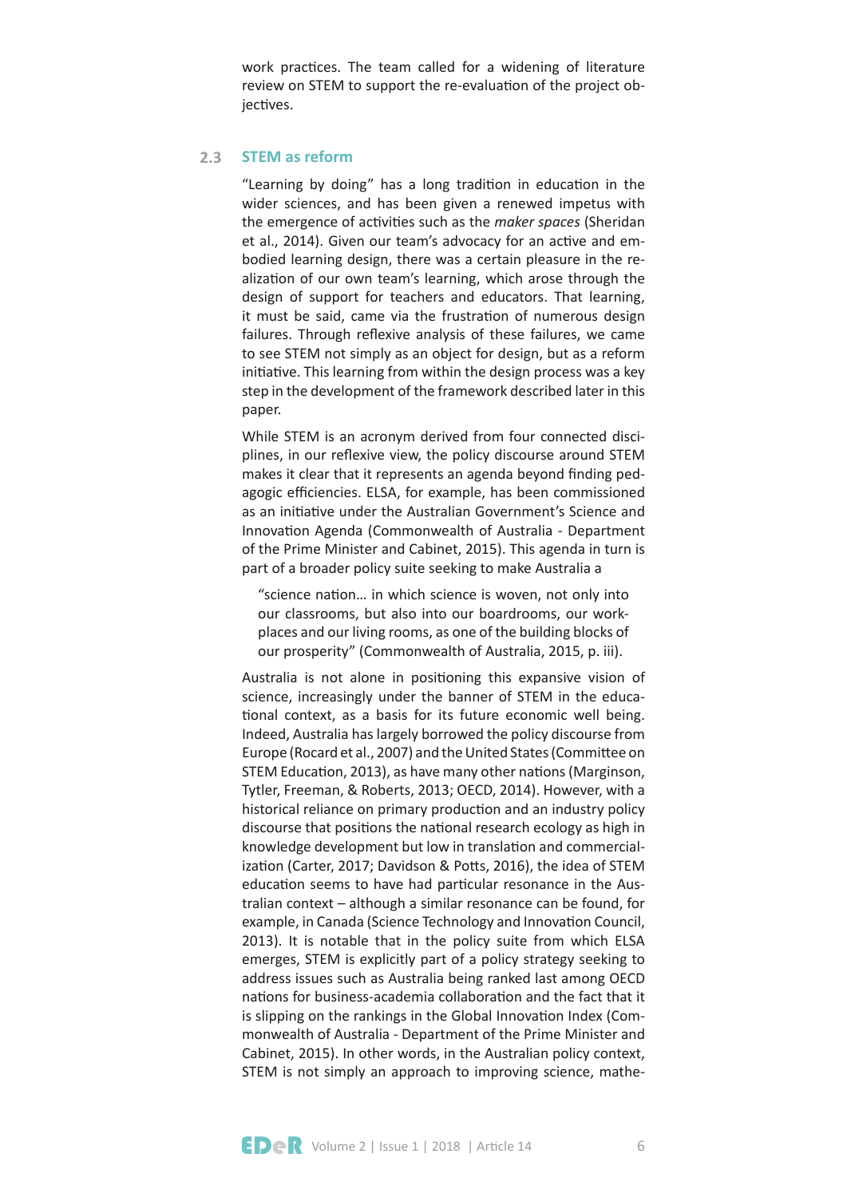work practices. The team called for a widening of literature review on STEM to support the re-evaluation of the project objectives.

## 2.3 STEM as reform

"Learning by doing" has a long tradition in education in the wider sciences, and has been given a renewed impetus with the emergence of activities such as the *maker spaces* (Sheridan et al., 2014). Given our team's advocacy for an active and embodied learning design, there was a certain pleasure in the realization of our own team's learning, which arose through the design of support for teachers and educators. That learning, it must be said, came via the frustration of numerous design failures. Through reflexive analysis of these failures, we came to see STEM not simply as an object for design, but as a reform initiative. This learning from within the design process was a key step in the development of the framework described later in this paper.

While STEM is an acronym derived from four connected disciplines, in our reflexive view, the policy discourse around STEM makes it clear that it represents an agenda beyond finding pedagogic efficiencies. ELSA, for example, has been commissioned as an initiative under the Australian Government's Science and Innovation Agenda (Commonwealth of Australia - Department of the Prime Minister and Cabinet, 2015). This agenda in turn is part of a broader policy suite seeking to make Australia a

> "science nation… in which science is woven, not only into our classrooms, but also into our boardrooms, our workplaces and our living rooms, as one of the building blocks of our prosperity" (Commonwealth of Australia, 2015, p. iii).

Australia is not alone in positioning this expansive vision of science, increasingly under the banner of STEM in the educational context, as a basis for its future economic well being. Indeed, Australia has largely borrowed the policy discourse from Europe (Rocard et al., 2007) and the United States (Committee on STEM Education, 2013), as have many other nations (Marginson, Tytler, Freeman, & Roberts, 2013; OECD, 2014). However, with a historical reliance on primary production and an industry policy discourse that positions the national research ecology as high in knowledge development but low in translation and commercialization (Carter, 2017; Davidson & Potts, 2016), the idea of STEM education seems to have had particular resonance in the Australian context – although a similar resonance can be found, for example, in Canada (Science Technology and Innovation Council, 2013). It is notable that in the policy suite from which ELSA emerges, STEM is explicitly part of a policy strategy seeking to address issues such as Australia being ranked last among OECD nations for business-academia collaboration and the fact that it is slipping on the rankings in the Global Innovation Index (Commonwealth of Australia - Department of the Prime Minister and Cabinet, 2015). In other words, in the Australian policy context, STEM is not simply an approach to improving science, mathe-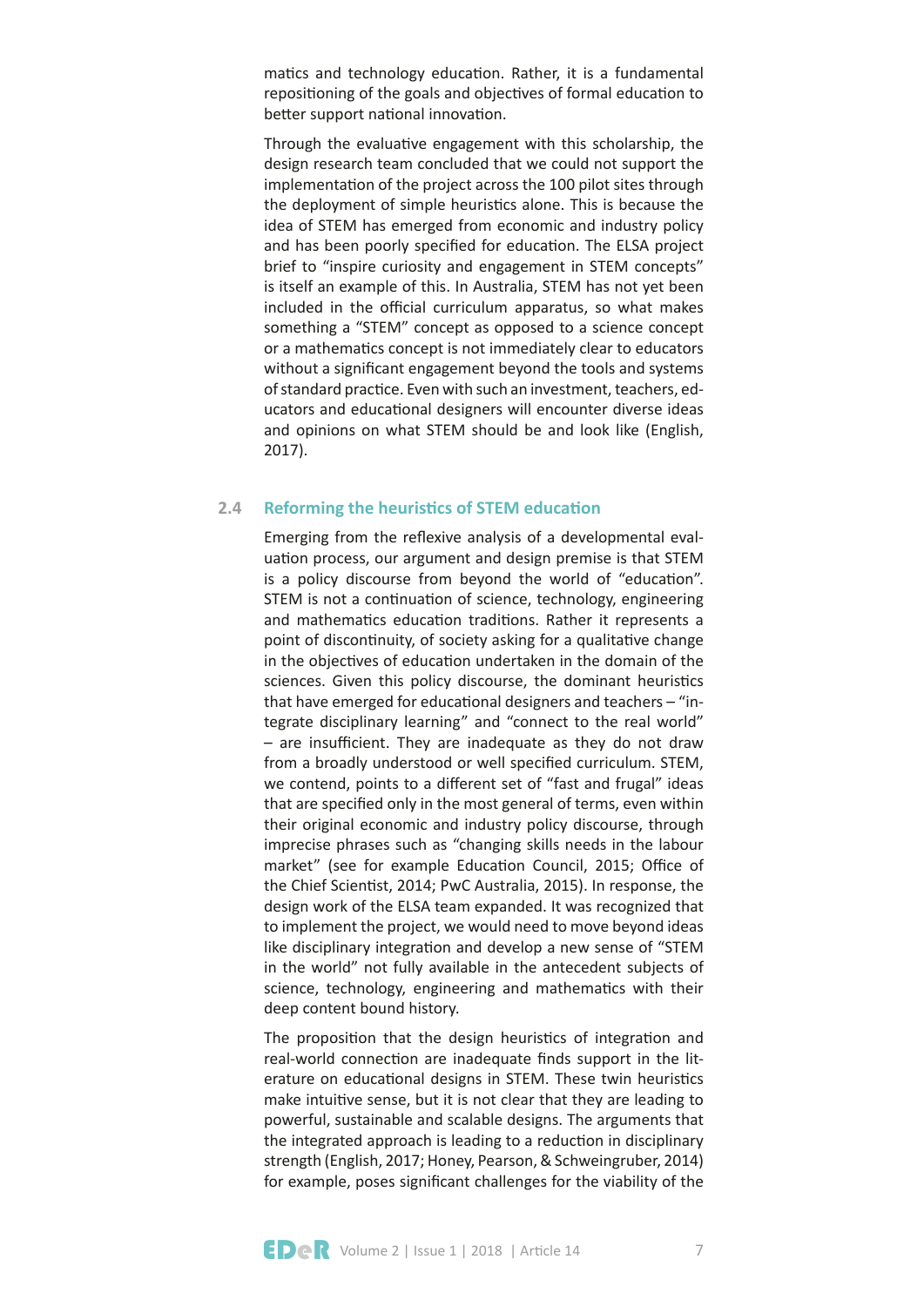matics and technology education. Rather, it is a fundamental repositioning of the goals and objectives of formal education to better support national innovation.

Through the evaluative engagement with this scholarship, the design research team concluded that we could not support the implementation of the project across the 100 pilot sites through the deployment of simple heuristics alone. This is because the idea of STEM has emerged from economic and industry policy and has been poorly specified for education. The ELSA project brief to "inspire curiosity and engagement in STEM concepts" is itself an example of this. In Australia, STEM has not yet been included in the official curriculum apparatus, so what makes something a "STEM" concept as opposed to a science concept or a mathematics concept is not immediately clear to educators without a significant engagement beyond the tools and systems of standard practice. Even with such an investment, teachers, educators and educational designers will encounter diverse ideas and opinions on what STEM should be and look like (English, 2017).

## 2.4 Reforming the heuristics of STEM education

Emerging from the reflexive analysis of a developmental evaluation process, our argument and design premise is that STEM is a policy discourse from beyond the world of "education". STEM is not a continuation of science, technology, engineering and mathematics education traditions. Rather it represents a point of discontinuity, of society asking for a qualitative change in the objectives of education undertaken in the domain of the sciences. Given this policy discourse, the dominant heuristics that have emerged for educational designers and teachers – "integrate disciplinary learning" and "connect to the real world" – are insufficient. They are inadequate as they do not draw from a broadly understood or well specified curriculum. STEM, we contend, points to a different set of "fast and frugal" ideas that are specified only in the most general of terms, even within their original economic and industry policy discourse, through imprecise phrases such as "changing skills needs in the labour market" (see for example Education Council, 2015; Office of the Chief Scientist, 2014; PwC Australia, 2015). In response, the design work of the ELSA team expanded. It was recognized that to implement the project, we would need to move beyond ideas like disciplinary integration and develop a new sense of "STEM in the world" not fully available in the antecedent subjects of science, technology, engineering and mathematics with their deep content bound history.

The proposition that the design heuristics of integration and real-world connection are inadequate finds support in the literature on educational designs in STEM. These twin heuristics make intuitive sense, but it is not clear that they are leading to powerful, sustainable and scalable designs. The arguments that the integrated approach is leading to a reduction in disciplinary strength (English, 2017; Honey, Pearson, & Schweingruber, 2014) for example, poses significant challenges for the viability of the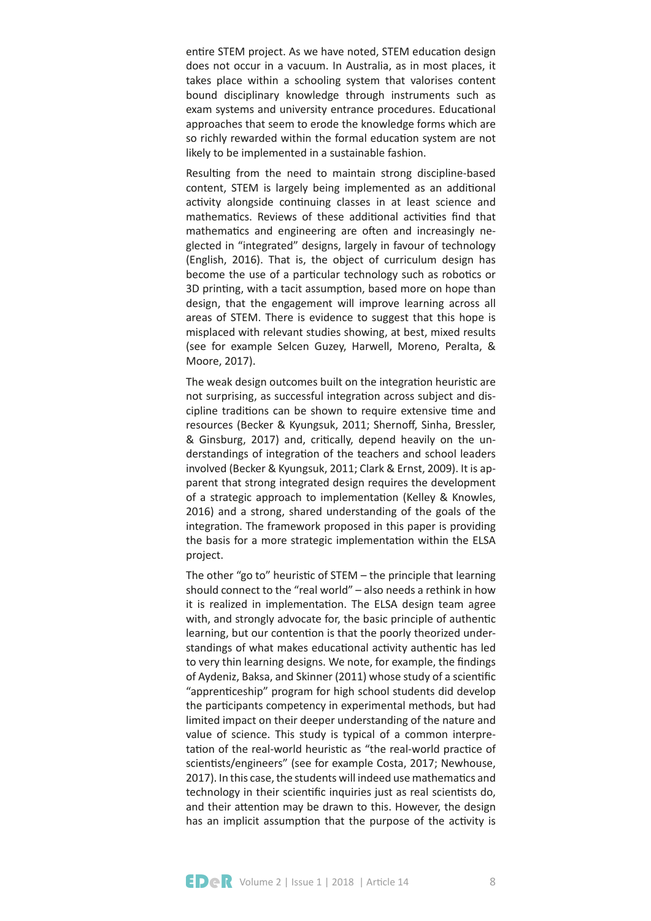entire STEM project. As we have noted, STEM education design does not occur in a vacuum. In Australia, as in most places, it takes place within a schooling system that valorises content bound disciplinary knowledge through instruments such as exam systems and university entrance procedures. Educational approaches that seem to erode the knowledge forms which are so richly rewarded within the formal education system are not likely to be implemented in a sustainable fashion.

Resulting from the need to maintain strong discipline-based content, STEM is largely being implemented as an additional activity alongside continuing classes in at least science and mathematics. Reviews of these additional activities find that mathematics and engineering are often and increasingly neglected in "integrated" designs, largely in favour of technology (English, 2016). That is, the object of curriculum design has become the use of a particular technology such as robotics or 3D printing, with a tacit assumption, based more on hope than design, that the engagement will improve learning across all areas of STEM. There is evidence to suggest that this hope is misplaced with relevant studies showing, at best, mixed results (see for example Selcen Guzey, Harwell, Moreno, Peralta, & Moore, 2017).

The weak design outcomes built on the integration heuristic are not surprising, as successful integration across subject and discipline traditions can be shown to require extensive time and resources (Becker & Kyungsuk, 2011; Shernoff, Sinha, Bressler, & Ginsburg, 2017) and, critically, depend heavily on the understandings of integration of the teachers and school leaders involved (Becker & Kyungsuk, 2011; Clark & Ernst, 2009). It is apparent that strong integrated design requires the development of a strategic approach to implementation (Kelley & Knowles, 2016) and a strong, shared understanding of the goals of the integration. The framework proposed in this paper is providing the basis for a more strategic implementation within the ELSA project.

The other "go to" heuristic of STEM – the principle that learning should connect to the "real world" – also needs a rethink in how it is realized in implementation. The ELSA design team agree with, and strongly advocate for, the basic principle of authentic learning, but our contention is that the poorly theorized understandings of what makes educational activity authentic has led to very thin learning designs. We note, for example, the findings of Aydeniz, Baksa, and Skinner (2011) whose study of a scientific "apprenticeship" program for high school students did develop the participants competency in experimental methods, but had limited impact on their deeper understanding of the nature and value of science. This study is typical of a common interpretation of the real-world heuristic as "the real-world practice of scientists/engineers" (see for example Costa, 2017; Newhouse, 2017). In this case, the students will indeed use mathematics and technology in their scientific inquiries just as real scientists do, and their attention may be drawn to this. However, the design has an implicit assumption that the purpose of the activity is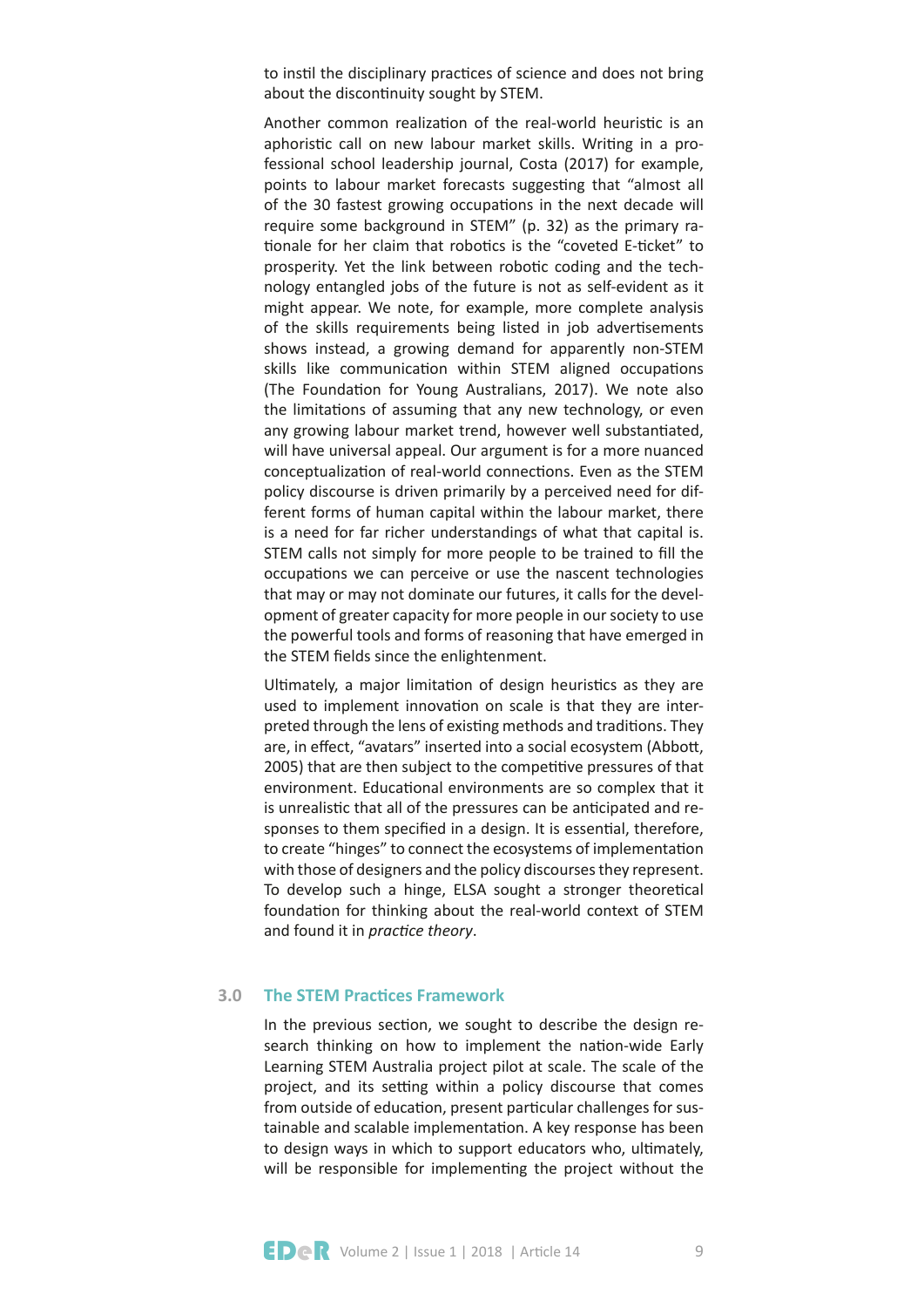to instil the disciplinary practices of science and does not bring about the discontinuity sought by STEM.

Another common realization of the real-world heuristic is an aphoristic call on new labour market skills. Writing in a professional school leadership journal, Costa (2017) for example, points to labour market forecasts suggesting that "almost all of the 30 fastest growing occupations in the next decade will require some background in STEM" (p. 32) as the primary rationale for her claim that robotics is the "coveted E-ticket" to prosperity. Yet the link between robotic coding and the technology entangled jobs of the future is not as self-evident as it might appear. We note, for example, more complete analysis of the skills requirements being listed in job advertisements shows instead, a growing demand for apparently non-STEM skills like communication within STEM aligned occupations (The Foundation for Young Australians, 2017). We note also the limitations of assuming that any new technology, or even any growing labour market trend, however well substantiated, will have universal appeal. Our argument is for a more nuanced conceptualization of real-world connections. Even as the STEM policy discourse is driven primarily by a perceived need for different forms of human capital within the labour market, there is a need for far richer understandings of what that capital is. STEM calls not simply for more people to be trained to fill the occupations we can perceive or use the nascent technologies that may or may not dominate our futures, it calls for the development of greater capacity for more people in our society to use the powerful tools and forms of reasoning that have emerged in the STEM fields since the enlightenment.

Ultimately, a major limitation of design heuristics as they are used to implement innovation on scale is that they are interpreted through the lens of existing methods and traditions. They are, in effect, "avatars" inserted into a social ecosystem (Abbott, 2005) that are then subject to the competitive pressures of that environment. Educational environments are so complex that it is unrealistic that all of the pressures can be anticipated and responses to them specified in a design. It is essential, therefore, to create "hinges" to connect the ecosystems of implementation with those of designers and the policy discourses they represent. To develop such a hinge, ELSA sought a stronger theoretical foundation for thinking about the real-world context of STEM and found it in *practice theory*.

## 3.0 The STEM Practices Framework

In the previous section, we sought to describe the design research thinking on how to implement the nation-wide Early Learning STEM Australia project pilot at scale. The scale of the project, and its setting within a policy discourse that comes from outside of education, present particular challenges for sustainable and scalable implementation. A key response has been to design ways in which to support educators who, ultimately, will be responsible for implementing the project without the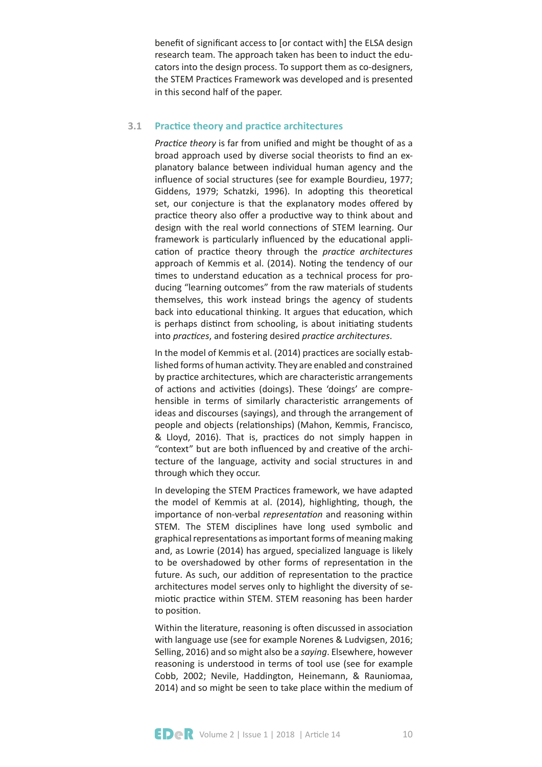benefit of significant access to [or contact with] the ELSA design research team. The approach taken has been to induct the educators into the design process. To support them as co-designers, the STEM Practices Framework was developed and is presented in this second half of the paper.

## 3.1 Practice theory and practice architectures

*Practice theory* is far from unified and might be thought of as a broad approach used by diverse social theorists to find an explanatory balance between individual human agency and the influence of social structures (see for example Bourdieu, 1977; Giddens, 1979; Schatzki, 1996). In adopting this theoretical set, our conjecture is that the explanatory modes offered by practice theory also offer a productive way to think about and design with the real world connections of STEM learning. Our framework is particularly influenced by the educational application of practice theory through the *practice architectures* approach of Kemmis et al. (2014). Noting the tendency of our times to understand education as a technical process for producing "learning outcomes" from the raw materials of students themselves, this work instead brings the agency of students back into educational thinking. It argues that education, which is perhaps distinct from schooling, is about initiating students into *practices*, and fostering desired *practice architectures*.

In the model of Kemmis et al. (2014) practices are socially established forms of human activity. They are enabled and constrained by practice architectures, which are characteristic arrangements of actions and activities (doings). These 'doings' are comprehensible in terms of similarly characteristic arrangements of ideas and discourses (sayings), and through the arrangement of people and objects (relationships) (Mahon, Kemmis, Francisco, & Lloyd, 2016). That is, practices do not simply happen in "context" but are both influenced by and creative of the architecture of the language, activity and social structures in and through which they occur.

In developing the STEM Practices framework, we have adapted the model of Kemmis at al. (2014), highlighting, though, the importance of non-verbal *representation* and reasoning within STEM. The STEM disciplines have long used symbolic and graphical representations as important forms of meaning making and, as Lowrie (2014) has argued, specialized language is likely to be overshadowed by other forms of representation in the future. As such, our addition of representation to the practice architectures model serves only to highlight the diversity of semiotic practice within STEM. STEM reasoning has been harder to position.

Within the literature, reasoning is often discussed in association with language use (see for example Norenes & Ludvigsen, 2016; Selling, 2016) and so might also be a *saying*. Elsewhere, however reasoning is understood in terms of tool use (see for example Cobb, 2002; Nevile, Haddington, Heinemann, & Rauniomaa, 2014) and so might be seen to take place within the medium of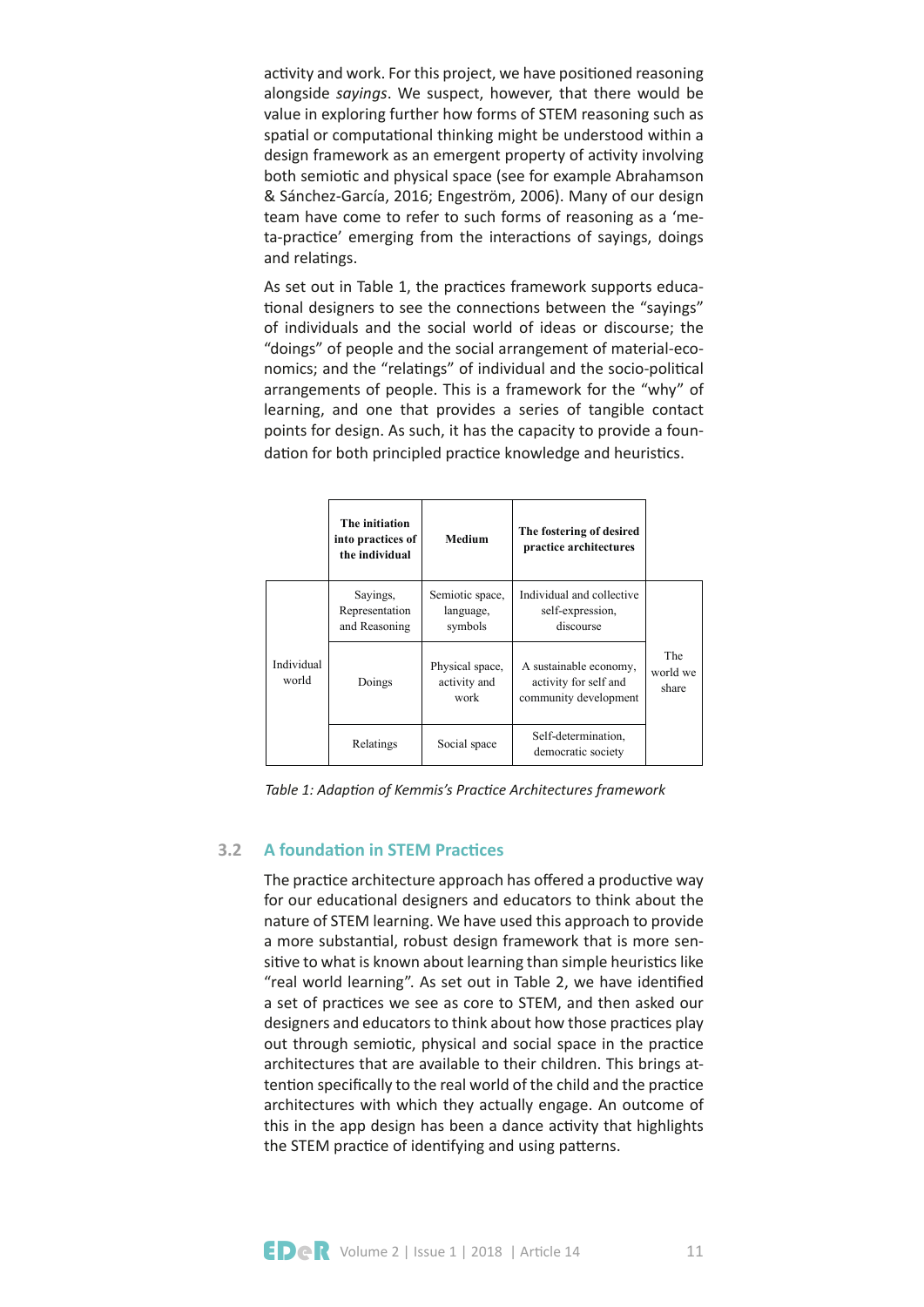activity and work. For this project, we have positioned reasoning alongside *sayings*. We suspect, however, that there would be value in exploring further how forms of STEM reasoning such as spatial or computational thinking might be understood within a design framework as an emergent property of activity involving both semiotic and physical space (see for example Abrahamson & Sánchez-García, 2016; Engeström, 2006). Many of our design team have come to refer to such forms of reasoning as a 'meta-practice' emerging from the interactions of sayings, doings and relatings.

As set out in Table 1, the practices framework supports educational designers to see the connections between the "sayings" of individuals and the social world of ideas or discourse; the "doings" of people and the social arrangement of material-economics; and the "relatings" of individual and the socio-political arrangements of people. This is a framework for the "why" of learning, and one that provides a series of tangible contact points for design. As such, it has the capacity to provide a foundation for both principled practice knowledge and heuristics.

| | **The initiation into practices of the individual** | **Medium** | **The fostering of desired practice architectures** | |
|---|---|---|---|---|
| Individual world | Sayings, Representation and Reasoning | Semiotic space, language, symbols | Individual and collective self-expression, discourse | The world we share |
| | Doings | Physical space, activity and work | A sustainable economy, activity for self and community development | |
| | Relatings | Social space | Self-determination, democratic society | |

*Table 1: Adaption of Kemmis's Practice Architectures framework*

### 3.2 A foundation in STEM Practices

The practice architecture approach has offered a productive way for our educational designers and educators to think about the nature of STEM learning. We have used this approach to provide a more substantial, robust design framework that is more sensitive to what is known about learning than simple heuristics like "real world learning". As set out in Table 2, we have identified a set of practices we see as core to STEM, and then asked our designers and educators to think about how those practices play out through semiotic, physical and social space in the practice architectures that are available to their children. This brings attention specifically to the real world of the child and the practice architectures with which they actually engage. An outcome of this in the app design has been a dance activity that highlights the STEM practice of identifying and using patterns.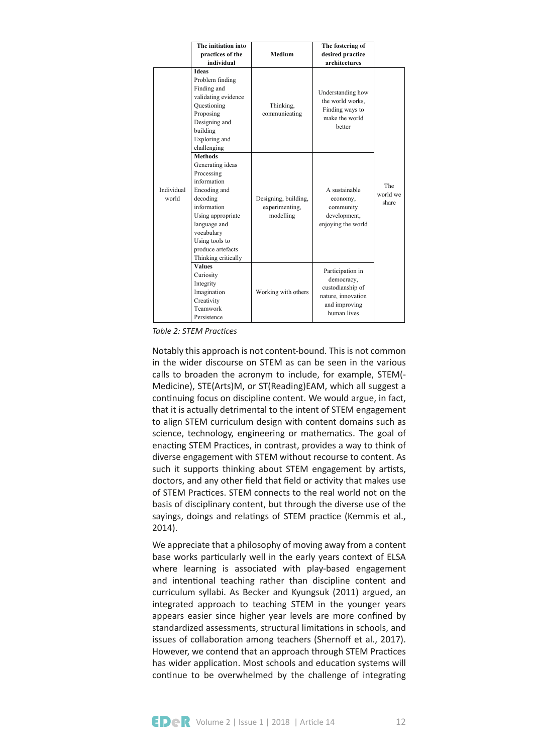| | The initiation into practices of the individual | Medium | The fostering of desired practice architectures | |
|---|---|---|---|---|
| Individual world | **Ideas** Problem finding Finding and validating evidence Questioning Proposing Designing and building Exploring and challenging | Thinking, communicating | Understanding how the world works, Finding ways to make the world better | The world we share |
| | **Methods** Generating ideas Processing information Encoding and decoding information Using appropriate language and vocabulary Using tools to produce artefacts Thinking critically | Designing, building, experimenting, modelling | A sustainable economy, community development, enjoying the world | |
| | **Values** Curiosity Integrity Imagination Creativity Teamwork Persistence | Working with others | Participation in democracy, custodianship of nature, innovation and improving human lives | |

*Table 2: STEM Practices*

Notably this approach is not content-bound. This is not common in the wider discourse on STEM as can be seen in the various calls to broaden the acronym to include, for example, STEM(-Medicine), STE(Arts)M, or ST(Reading)EAM, which all suggest a continuing focus on discipline content. We would argue, in fact, that it is actually detrimental to the intent of STEM engagement to align STEM curriculum design with content domains such as science, technology, engineering or mathematics. The goal of enacting STEM Practices, in contrast, provides a way to think of diverse engagement with STEM without recourse to content. As such it supports thinking about STEM engagement by artists, doctors, and any other field that field or activity that makes use of STEM Practices. STEM connects to the real world not on the basis of disciplinary content, but through the diverse use of the sayings, doings and relatings of STEM practice (Kemmis et al., 2014).

We appreciate that a philosophy of moving away from a content base works particularly well in the early years context of ELSA where learning is associated with play-based engagement and intentional teaching rather than discipline content and curriculum syllabi. As Becker and Kyungsuk (2011) argued, an integrated approach to teaching STEM in the younger years appears easier since higher year levels are more confined by standardized assessments, structural limitations in schools, and issues of collaboration among teachers (Shernoff et al., 2017). However, we contend that an approach through STEM Practices has wider application. Most schools and education systems will continue to be overwhelmed by the challenge of integrating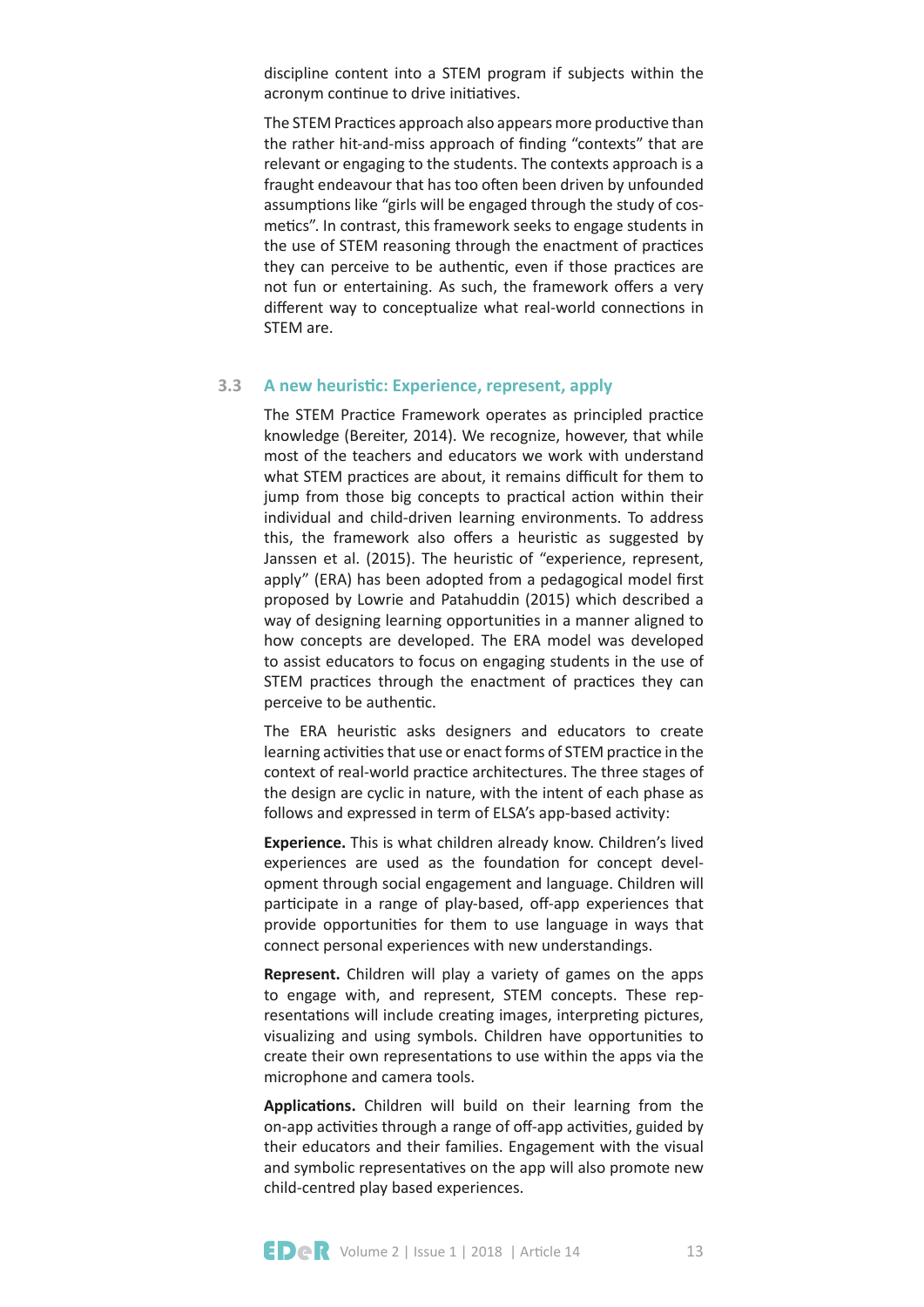discipline content into a STEM program if subjects within the acronym continue to drive initiatives.

The STEM Practices approach also appears more productive than the rather hit-and-miss approach of finding "contexts" that are relevant or engaging to the students. The contexts approach is a fraught endeavour that has too often been driven by unfounded assumptions like "girls will be engaged through the study of cosmetics". In contrast, this framework seeks to engage students in the use of STEM reasoning through the enactment of practices they can perceive to be authentic, even if those practices are not fun or entertaining. As such, the framework offers a very different way to conceptualize what real-world connections in STEM are.

### 3.3 A new heuristic: Experience, represent, apply

The STEM Practice Framework operates as principled practice knowledge (Bereiter, 2014). We recognize, however, that while most of the teachers and educators we work with understand what STEM practices are about, it remains difficult for them to jump from those big concepts to practical action within their individual and child-driven learning environments. To address this, the framework also offers a heuristic as suggested by Janssen et al. (2015). The heuristic of "experience, represent, apply" (ERA) has been adopted from a pedagogical model first proposed by Lowrie and Patahuddin (2015) which described a way of designing learning opportunities in a manner aligned to how concepts are developed. The ERA model was developed to assist educators to focus on engaging students in the use of STEM practices through the enactment of practices they can perceive to be authentic.

The ERA heuristic asks designers and educators to create learning activities that use or enact forms of STEM practice in the context of real-world practice architectures. The three stages of the design are cyclic in nature, with the intent of each phase as follows and expressed in term of ELSA's app-based activity:

**Experience.** This is what children already know. Children's lived experiences are used as the foundation for concept development through social engagement and language. Children will participate in a range of play-based, off-app experiences that provide opportunities for them to use language in ways that connect personal experiences with new understandings.

**Represent.** Children will play a variety of games on the apps to engage with, and represent, STEM concepts. These representations will include creating images, interpreting pictures, visualizing and using symbols. Children have opportunities to create their own representations to use within the apps via the microphone and camera tools.

**Applications.** Children will build on their learning from the on-app activities through a range of off-app activities, guided by their educators and their families. Engagement with the visual and symbolic representatives on the app will also promote new child-centred play based experiences.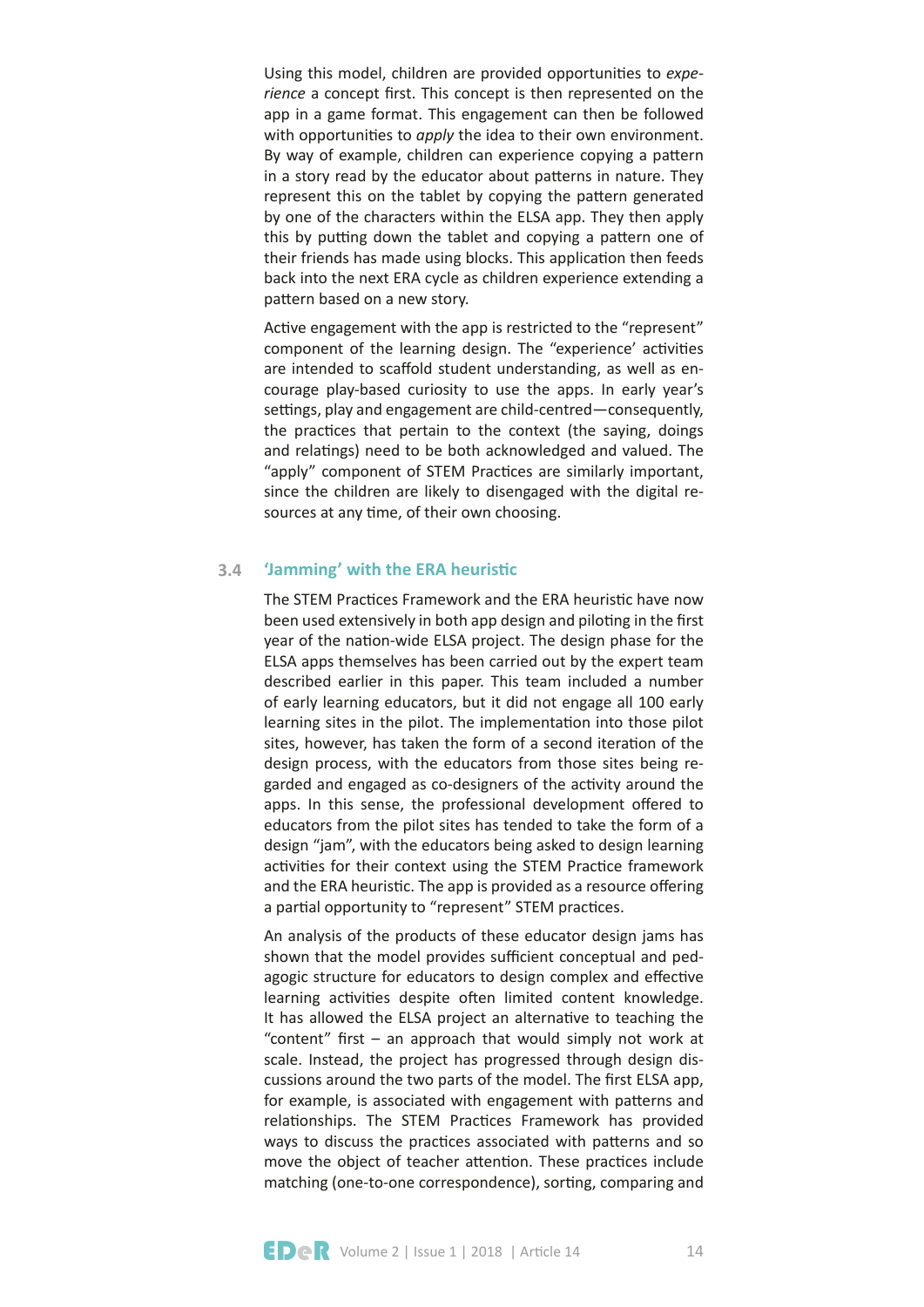Using this model, children are provided opportunities to *experience* a concept first. This concept is then represented on the app in a game format. This engagement can then be followed with opportunities to *apply* the idea to their own environment. By way of example, children can experience copying a pattern in a story read by the educator about patterns in nature. They represent this on the tablet by copying the pattern generated by one of the characters within the ELSA app. They then apply this by putting down the tablet and copying a pattern one of their friends has made using blocks. This application then feeds back into the next ERA cycle as children experience extending a pattern based on a new story.

Active engagement with the app is restricted to the "represent" component of the learning design. The "experience' activities are intended to scaffold student understanding, as well as encourage play-based curiosity to use the apps. In early year's settings, play and engagement are child-centred—consequently, the practices that pertain to the context (the saying, doings and relatings) need to be both acknowledged and valued. The "apply" component of STEM Practices are similarly important, since the children are likely to disengaged with the digital resources at any time, of their own choosing.

### 3.4 'Jamming' with the ERA heuristic

The STEM Practices Framework and the ERA heuristic have now been used extensively in both app design and piloting in the first year of the nation-wide ELSA project. The design phase for the ELSA apps themselves has been carried out by the expert team described earlier in this paper. This team included a number of early learning educators, but it did not engage all 100 early learning sites in the pilot. The implementation into those pilot sites, however, has taken the form of a second iteration of the design process, with the educators from those sites being regarded and engaged as co-designers of the activity around the apps. In this sense, the professional development offered to educators from the pilot sites has tended to take the form of a design "jam", with the educators being asked to design learning activities for their context using the STEM Practice framework and the ERA heuristic. The app is provided as a resource offering a partial opportunity to "represent" STEM practices.

An analysis of the products of these educator design jams has shown that the model provides sufficient conceptual and pedagogic structure for educators to design complex and effective learning activities despite often limited content knowledge. It has allowed the ELSA project an alternative to teaching the "content" first – an approach that would simply not work at scale. Instead, the project has progressed through design discussions around the two parts of the model. The first ELSA app, for example, is associated with engagement with patterns and relationships. The STEM Practices Framework has provided ways to discuss the practices associated with patterns and so move the object of teacher attention. These practices include matching (one-to-one correspondence), sorting, comparing and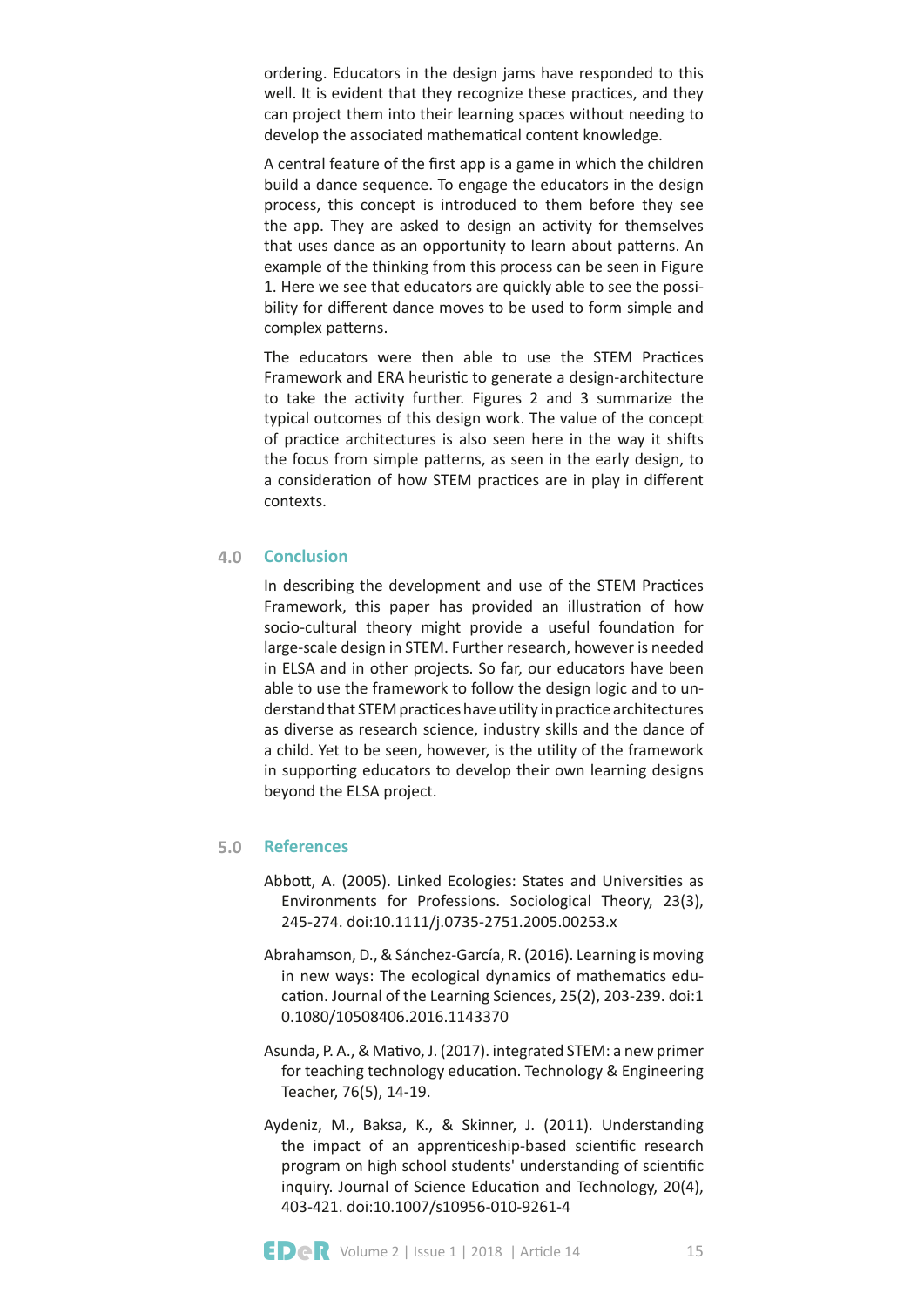ordering. Educators in the design jams have responded to this well. It is evident that they recognize these practices, and they can project them into their learning spaces without needing to develop the associated mathematical content knowledge.

A central feature of the first app is a game in which the children build a dance sequence. To engage the educators in the design process, this concept is introduced to them before they see the app. They are asked to design an activity for themselves that uses dance as an opportunity to learn about patterns. An example of the thinking from this process can be seen in Figure 1. Here we see that educators are quickly able to see the possibility for different dance moves to be used to form simple and complex patterns.

The educators were then able to use the STEM Practices Framework and ERA heuristic to generate a design-architecture to take the activity further. Figures 2 and 3 summarize the typical outcomes of this design work. The value of the concept of practice architectures is also seen here in the way it shifts the focus from simple patterns, as seen in the early design, to a consideration of how STEM practices are in play in different contexts.

## 4.0 Conclusion

In describing the development and use of the STEM Practices Framework, this paper has provided an illustration of how socio-cultural theory might provide a useful foundation for large-scale design in STEM. Further research, however is needed in ELSA and in other projects. So far, our educators have been able to use the framework to follow the design logic and to understand that STEM practices have utility in practice architectures as diverse as research science, industry skills and the dance of a child. Yet to be seen, however, is the utility of the framework in supporting educators to develop their own learning designs beyond the ELSA project.

## 5.0 References

Abbott, A. (2005). Linked Ecologies: States and Universities as Environments for Professions. Sociological Theory, 23(3), 245-274. doi:10.1111/j.0735-2751.2005.00253.x

Abrahamson, D., & Sánchez-García, R. (2016). Learning is moving in new ways: The ecological dynamics of mathematics education. Journal of the Learning Sciences, 25(2), 203-239. doi:10.1080/10508406.2016.1143370

Asunda, P. A., & Mativo, J. (2017). integrated STEM: a new primer for teaching technology education. Technology & Engineering Teacher, 76(5), 14-19.

Aydeniz, M., Baksa, K., & Skinner, J. (2011). Understanding the impact of an apprenticeship-based scientific research program on high school students' understanding of scientific inquiry. Journal of Science Education and Technology, 20(4), 403-421. doi:10.1007/s10956-010-9261-4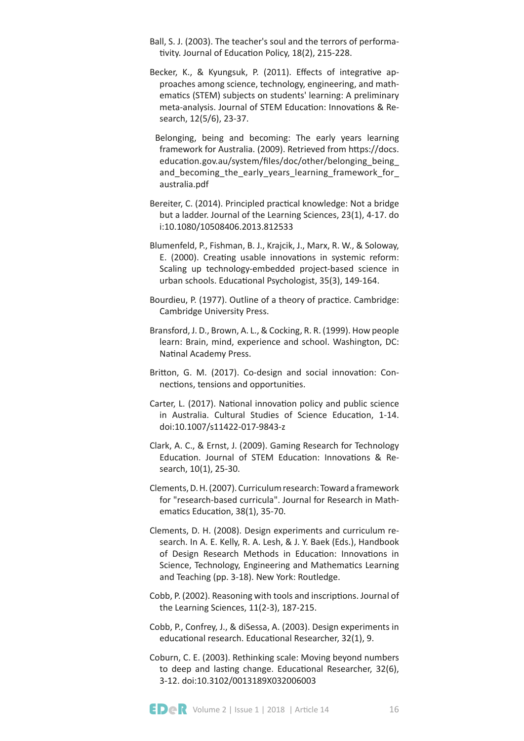Ball, S. J. (2003). The teacher's soul and the terrors of performativity. Journal of Education Policy, 18(2), 215-228.

Becker, K., & Kyungsuk, P. (2011). Effects of integrative approaches among science, technology, engineering, and mathematics (STEM) subjects on students' learning: A preliminary meta-analysis. Journal of STEM Education: Innovations & Research, 12(5/6), 23-37.

Belonging, being and becoming: The early years learning framework for Australia. (2009). Retrieved from https://docs.education.gov.au/system/files/doc/other/belonging_being_and_becoming_the_early_years_learning_framework_for_australia.pdf

Bereiter, C. (2014). Principled practical knowledge: Not a bridge but a ladder. Journal of the Learning Sciences, 23(1), 4-17. doi:10.1080/10508406.2013.812533

Blumenfeld, P., Fishman, B. J., Krajcik, J., Marx, R. W., & Soloway, E. (2000). Creating usable innovations in systemic reform: Scaling up technology-embedded project-based science in urban schools. Educational Psychologist, 35(3), 149-164.

Bourdieu, P. (1977). Outline of a theory of practice. Cambridge: Cambridge University Press.

Bransford, J. D., Brown, A. L., & Cocking, R. R. (1999). How people learn: Brain, mind, experience and school. Washington, DC: Natinal Academy Press.

Britton, G. M. (2017). Co-design and social innovation: Connections, tensions and opportunities.

Carter, L. (2017). National innovation policy and public science in Australia. Cultural Studies of Science Education, 1-14. doi:10.1007/s11422-017-9843-z

Clark, A. C., & Ernst, J. (2009). Gaming Research for Technology Education. Journal of STEM Education: Innovations & Research, 10(1), 25-30.

Clements, D. H. (2007). Curriculum research: Toward a framework for "research-based curricula". Journal for Research in Mathematics Education, 38(1), 35-70.

Clements, D. H. (2008). Design experiments and curriculum research. In A. E. Kelly, R. A. Lesh, & J. Y. Baek (Eds.), Handbook of Design Research Methods in Education: Innovations in Science, Technology, Engineering and Mathematics Learning and Teaching (pp. 3-18). New York: Routledge.

Cobb, P. (2002). Reasoning with tools and inscriptions. Journal of the Learning Sciences, 11(2-3), 187-215.

Cobb, P., Confrey, J., & diSessa, A. (2003). Design experiments in educational research. Educational Researcher, 32(1), 9.

Coburn, C. E. (2003). Rethinking scale: Moving beyond numbers to deep and lasting change. Educational Researcher, 32(6), 3-12. doi:10.3102/0013189X032006003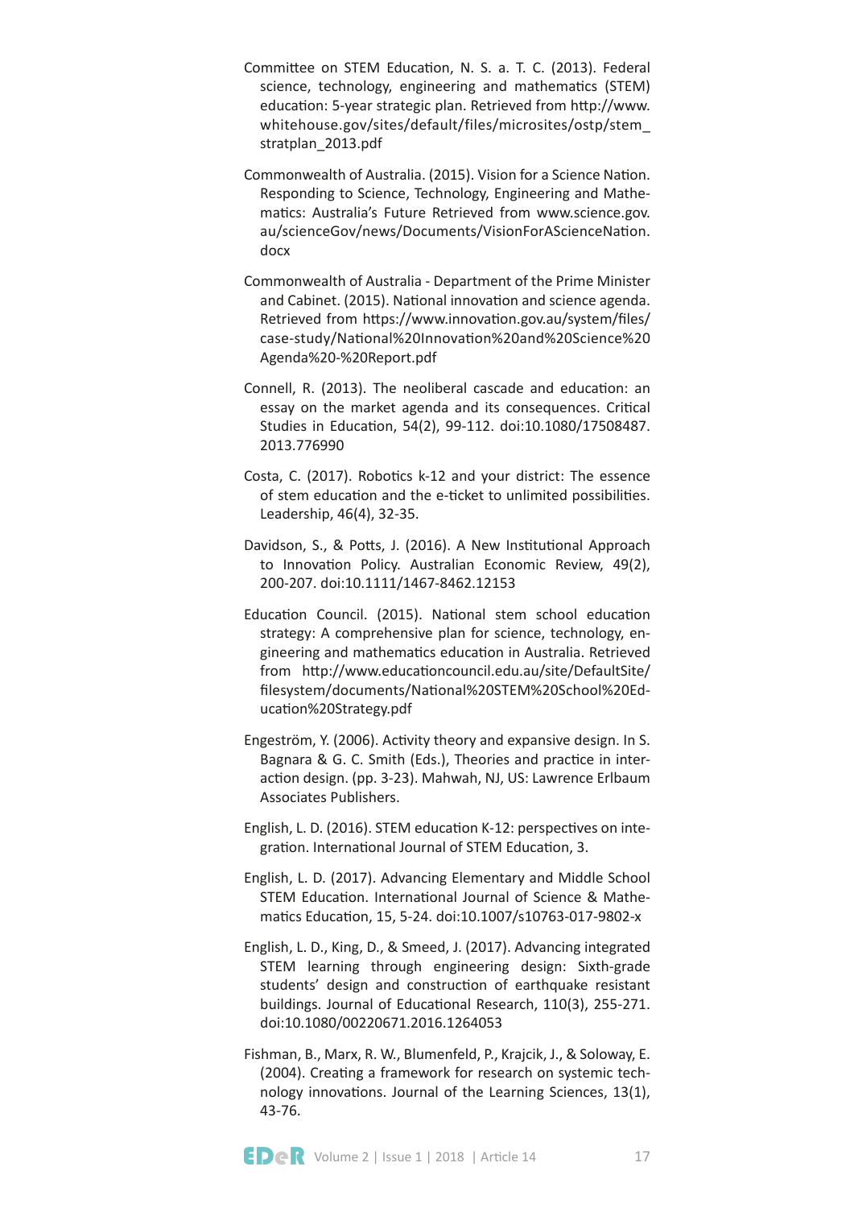Committee on STEM Education, N. S. a. T. C. (2013). Federal science, technology, engineering and mathematics (STEM) education: 5-year strategic plan. Retrieved from http://www.whitehouse.gov/sites/default/files/microsites/ostp/stem_stratplan_2013.pdf

Commonwealth of Australia. (2015). Vision for a Science Nation. Responding to Science, Technology, Engineering and Mathematics: Australia's Future Retrieved from www.science.gov.au/scienceGov/news/Documents/VisionForAScienceNation.docx

Commonwealth of Australia - Department of the Prime Minister and Cabinet. (2015). National innovation and science agenda. Retrieved from https://www.innovation.gov.au/system/files/case-study/National%20Innovation%20and%20Science%20Agenda%20-%20Report.pdf

Connell, R. (2013). The neoliberal cascade and education: an essay on the market agenda and its consequences. Critical Studies in Education, 54(2), 99-112. doi:10.1080/17508487.2013.776990

Costa, C. (2017). Robotics k-12 and your district: The essence of stem education and the e-ticket to unlimited possibilities. Leadership, 46(4), 32-35.

Davidson, S., & Potts, J. (2016). A New Institutional Approach to Innovation Policy. Australian Economic Review, 49(2), 200-207. doi:10.1111/1467-8462.12153

Education Council. (2015). National stem school education strategy: A comprehensive plan for science, technology, engineering and mathematics education in Australia. Retrieved from http://www.educationcouncil.edu.au/site/DefaultSite/filesystem/documents/National%20STEM%20School%20Education%20Strategy.pdf

Engeström, Y. (2006). Activity theory and expansive design. In S. Bagnara & G. C. Smith (Eds.), Theories and practice in interaction design. (pp. 3-23). Mahwah, NJ, US: Lawrence Erlbaum Associates Publishers.

English, L. D. (2016). STEM education K-12: perspectives on integration. International Journal of STEM Education, 3.

English, L. D. (2017). Advancing Elementary and Middle School STEM Education. International Journal of Science & Mathematics Education, 15, 5-24. doi:10.1007/s10763-017-9802-x

English, L. D., King, D., & Smeed, J. (2017). Advancing integrated STEM learning through engineering design: Sixth-grade students' design and construction of earthquake resistant buildings. Journal of Educational Research, 110(3), 255-271. doi:10.1080/00220671.2016.1264053

Fishman, B., Marx, R. W., Blumenfeld, P., Krajcik, J., & Soloway, E. (2004). Creating a framework for research on systemic technology innovations. Journal of the Learning Sciences, 13(1), 43-76.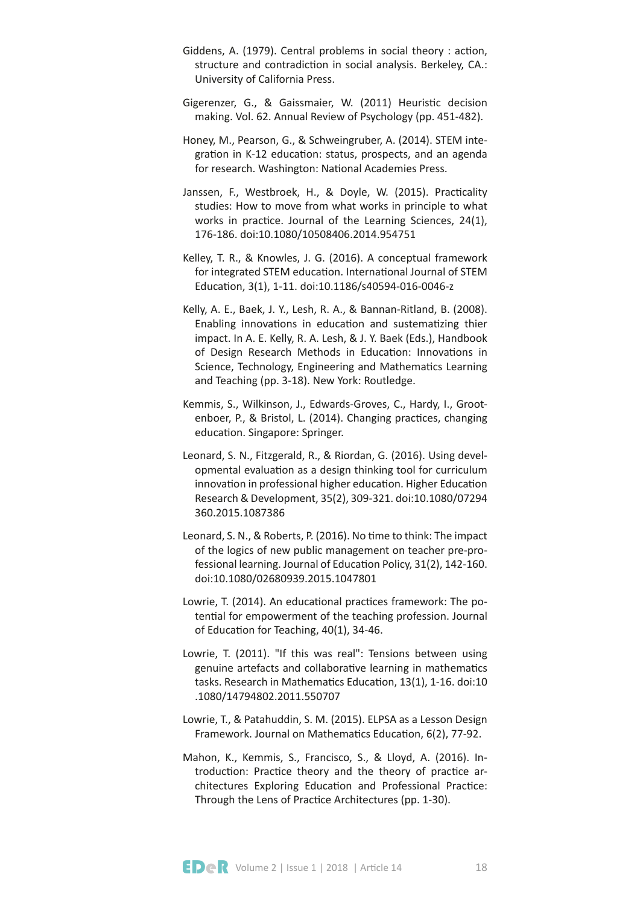Giddens, A. (1979). Central problems in social theory : action, structure and contradiction in social analysis. Berkeley, CA.: University of California Press.

Gigerenzer, G., & Gaissmaier, W. (2011) Heuristic decision making. Vol. 62. Annual Review of Psychology (pp. 451-482).

Honey, M., Pearson, G., & Schweingruber, A. (2014). STEM integration in K-12 education: status, prospects, and an agenda for research. Washington: National Academies Press.

Janssen, F., Westbroek, H., & Doyle, W. (2015). Practicality studies: How to move from what works in principle to what works in practice. Journal of the Learning Sciences, 24(1), 176-186. doi:10.1080/10508406.2014.954751

Kelley, T. R., & Knowles, J. G. (2016). A conceptual framework for integrated STEM education. International Journal of STEM Education, 3(1), 1-11. doi:10.1186/s40594-016-0046-z

Kelly, A. E., Baek, J. Y., Lesh, R. A., & Bannan-Ritland, B. (2008). Enabling innovations in education and sustematizing thier impact. In A. E. Kelly, R. A. Lesh, & J. Y. Baek (Eds.), Handbook of Design Research Methods in Education: Innovations in Science, Technology, Engineering and Mathematics Learning and Teaching (pp. 3-18). New York: Routledge.

Kemmis, S., Wilkinson, J., Edwards-Groves, C., Hardy, I., Grootenboer, P., & Bristol, L. (2014). Changing practices, changing education. Singapore: Springer.

Leonard, S. N., Fitzgerald, R., & Riordan, G. (2016). Using developmental evaluation as a design thinking tool for curriculum innovation in professional higher education. Higher Education Research & Development, 35(2), 309-321. doi:10.1080/07294360.2015.1087386

Leonard, S. N., & Roberts, P. (2016). No time to think: The impact of the logics of new public management on teacher pre-professional learning. Journal of Education Policy, 31(2), 142-160. doi:10.1080/02680939.2015.1047801

Lowrie, T. (2014). An educational practices framework: The potential for empowerment of the teaching profession. Journal of Education for Teaching, 40(1), 34-46.

Lowrie, T. (2011). "If this was real": Tensions between using genuine artefacts and collaborative learning in mathematics tasks. Research in Mathematics Education, 13(1), 1-16. doi:10.1080/14794802.2011.550707

Lowrie, T., & Patahuddin, S. M. (2015). ELPSA as a Lesson Design Framework. Journal on Mathematics Education, 6(2), 77-92.

Mahon, K., Kemmis, S., Francisco, S., & Lloyd, A. (2016). Introduction: Practice theory and the theory of practice architectures Exploring Education and Professional Practice: Through the Lens of Practice Architectures (pp. 1-30).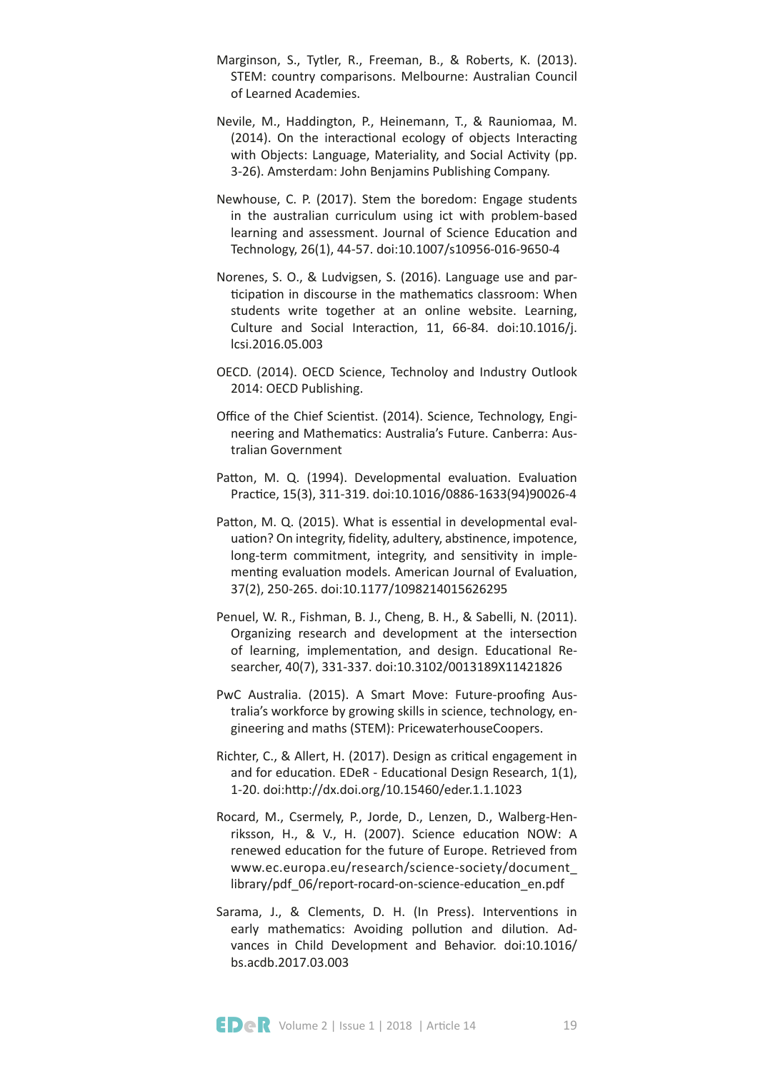Marginson, S., Tytler, R., Freeman, B., & Roberts, K. (2013). STEM: country comparisons. Melbourne: Australian Council of Learned Academies.

Nevile, M., Haddington, P., Heinemann, T., & Rauniomaa, M. (2014). On the interactional ecology of objects Interacting with Objects: Language, Materiality, and Social Activity (pp. 3-26). Amsterdam: John Benjamins Publishing Company.

Newhouse, C. P. (2017). Stem the boredom: Engage students in the australian curriculum using ict with problem-based learning and assessment. Journal of Science Education and Technology, 26(1), 44-57. doi:10.1007/s10956-016-9650-4

Norenes, S. O., & Ludvigsen, S. (2016). Language use and participation in discourse in the mathematics classroom: When students write together at an online website. Learning, Culture and Social Interaction, 11, 66-84. doi:10.1016/j.lcsi.2016.05.003

OECD. (2014). OECD Science, Technoloy and Industry Outlook 2014: OECD Publishing.

Office of the Chief Scientist. (2014). Science, Technology, Engineering and Mathematics: Australia's Future. Canberra: Australian Government

Patton, M. Q. (1994). Developmental evaluation. Evaluation Practice, 15(3), 311-319. doi:10.1016/0886-1633(94)90026-4

Patton, M. Q. (2015). What is essential in developmental evaluation? On integrity, fidelity, adultery, abstinence, impotence, long-term commitment, integrity, and sensitivity in implementing evaluation models. American Journal of Evaluation, 37(2), 250-265. doi:10.1177/1098214015626295

Penuel, W. R., Fishman, B. J., Cheng, B. H., & Sabelli, N. (2011). Organizing research and development at the intersection of learning, implementation, and design. Educational Researcher, 40(7), 331-337. doi:10.3102/0013189X11421826

PwC Australia. (2015). A Smart Move: Future-proofing Australia's workforce by growing skills in science, technology, engineering and maths (STEM): PricewaterhouseCoopers.

Richter, C., & Allert, H. (2017). Design as critical engagement in and for education. EDeR - Educational Design Research, 1(1), 1-20. doi:http://dx.doi.org/10.15460/eder.1.1.1023

Rocard, M., Csermely, P., Jorde, D., Lenzen, D., Walberg-Henriksson, H., & V., H. (2007). Science education NOW: A renewed education for the future of Europe. Retrieved from www.ec.europa.eu/research/science-society/document_library/pdf_06/report-rocard-on-science-education_en.pdf

Sarama, J., & Clements, D. H. (In Press). Interventions in early mathematics: Avoiding pollution and dilution. Advances in Child Development and Behavior. doi:10.1016/bs.acdb.2017.03.003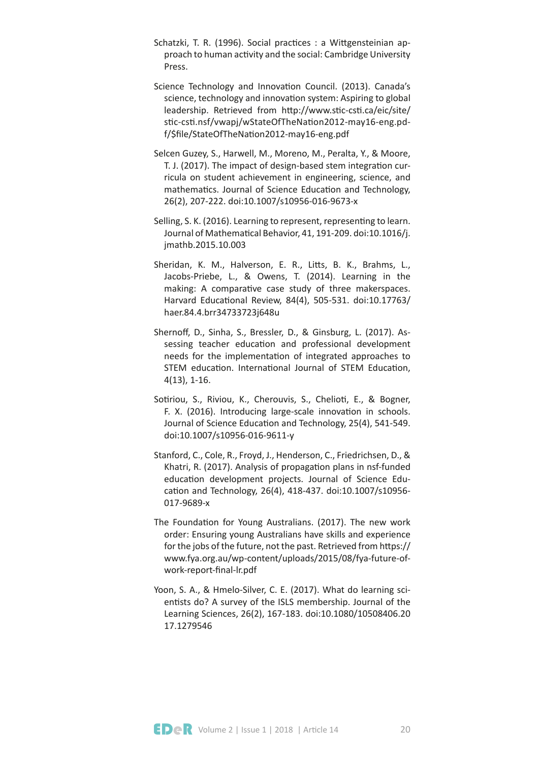Schatzki, T. R. (1996). Social practices : a Wittgensteinian approach to human activity and the social: Cambridge University Press.

Science Technology and Innovation Council. (2013). Canada's science, technology and innovation system: Aspiring to global leadership. Retrieved from http://www.stic-csti.ca/eic/site/stic-csti.nsf/vwapj/wStateOfTheNation2012-may16-eng.pdf/$file/StateOfTheNation2012-may16-eng.pdf

Selcen Guzey, S., Harwell, M., Moreno, M., Peralta, Y., & Moore, T. J. (2017). The impact of design-based stem integration curricula on student achievement in engineering, science, and mathematics. Journal of Science Education and Technology, 26(2), 207-222. doi:10.1007/s10956-016-9673-x

Selling, S. K. (2016). Learning to represent, representing to learn. Journal of Mathematical Behavior, 41, 191-209. doi:10.1016/j.jmathb.2015.10.003

Sheridan, K. M., Halverson, E. R., Litts, B. K., Brahms, L., Jacobs-Priebe, L., & Owens, T. (2014). Learning in the making: A comparative case study of three makerspaces. Harvard Educational Review, 84(4), 505-531. doi:10.17763/haer.84.4.brr34733723j648u

Shernoff, D., Sinha, S., Bressler, D., & Ginsburg, L. (2017). Assessing teacher education and professional development needs for the implementation of integrated approaches to STEM education. International Journal of STEM Education, 4(13), 1-16.

Sotiriou, S., Riviou, K., Cherouvis, S., Chelioti, E., & Bogner, F. X. (2016). Introducing large-scale innovation in schools. Journal of Science Education and Technology, 25(4), 541-549. doi:10.1007/s10956-016-9611-y

Stanford, C., Cole, R., Froyd, J., Henderson, C., Friedrichsen, D., & Khatri, R. (2017). Analysis of propagation plans in nsf-funded education development projects. Journal of Science Education and Technology, 26(4), 418-437. doi:10.1007/s10956-017-9689-x

The Foundation for Young Australians. (2017). The new work order: Ensuring young Australians have skills and experience for the jobs of the future, not the past. Retrieved from https://www.fya.org.au/wp-content/uploads/2015/08/fya-future-of-work-report-final-lr.pdf

Yoon, S. A., & Hmelo-Silver, C. E. (2017). What do learning scientists do? A survey of the ISLS membership. Journal of the Learning Sciences, 26(2), 167-183. doi:10.1080/10508406.2017.1279546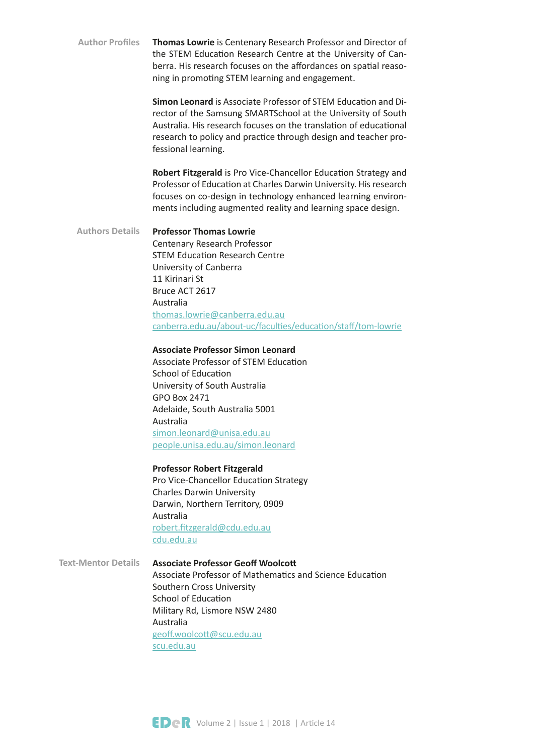## Author Profiles

**Thomas Lowrie** is Centenary Research Professor and Director of the STEM Education Research Centre at the University of Canberra. His research focuses on the affordances on spatial reasoning in promoting STEM learning and engagement.

**Simon Leonard** is Associate Professor of STEM Education and Director of the Samsung SMARTSchool at the University of South Australia. His research focuses on the translation of educational research to policy and practice through design and teacher professional learning.

**Robert Fitzgerald** is Pro Vice-Chancellor Education Strategy and Professor of Education at Charles Darwin University. His research focuses on co-design in technology enhanced learning environments including augmented reality and learning space design.

## Authors Details

**Professor Thomas Lowrie**
Centenary Research Professor
STEM Education Research Centre
University of Canberra
11 Kirinari St
Bruce ACT 2617
Australia
thomas.lowrie@canberra.edu.au
canberra.edu.au/about-uc/faculties/education/staff/tom-lowrie

**Associate Professor Simon Leonard**
Associate Professor of STEM Education
School of Education
University of South Australia
GPO Box 2471
Adelaide, South Australia 5001
Australia
simon.leonard@unisa.edu.au
people.unisa.edu.au/simon.leonard

**Professor Robert Fitzgerald**
Pro Vice-Chancellor Education Strategy
Charles Darwin University
Darwin, Northern Territory, 0909
Australia
robert.fitzgerald@cdu.edu.au
cdu.edu.au

## Text-Mentor Details

**Associate Professor Geoff Woolcott**
Associate Professor of Mathematics and Science Education
Southern Cross University
School of Education
Military Rd, Lismore NSW 2480
Australia
geoff.woolcott@scu.edu.au
scu.edu.au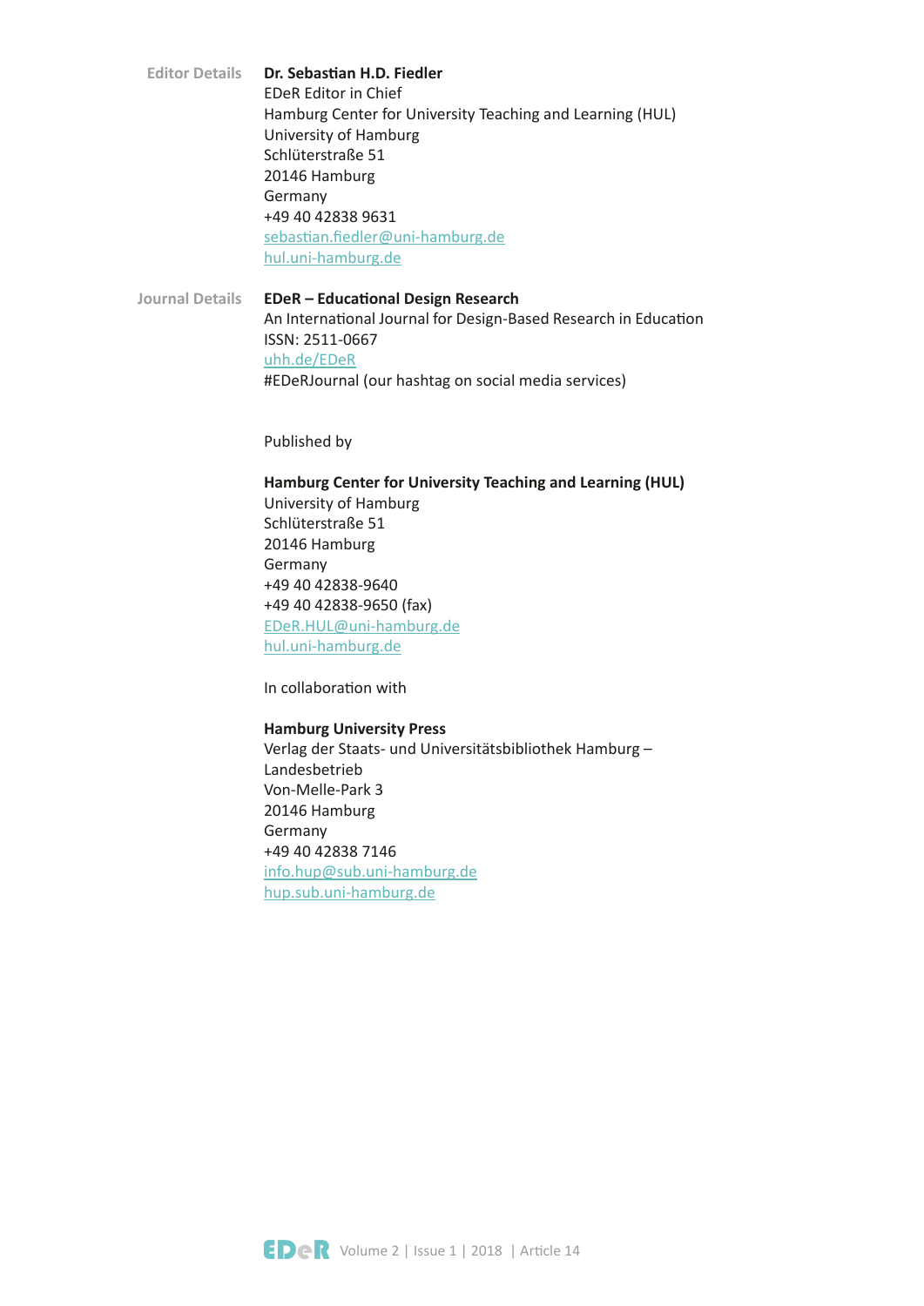**Editor Details**

**Dr. Sebastian H.D. Fiedler**
EDeR Editor in Chief
Hamburg Center for University Teaching and Learning (HUL)
University of Hamburg
Schlüterstraße 51
20146 Hamburg
Germany
+49 40 42838 9631
sebastian.fiedler@uni-hamburg.de
hul.uni-hamburg.de

**Journal Details**

**EDeR – Educational Design Research**
An International Journal for Design-Based Research in Education
ISSN: 2511-0667
uhh.de/EDeR
#EDeRJournal (our hashtag on social media services)

Published by

**Hamburg Center for University Teaching and Learning (HUL)**
University of Hamburg
Schlüterstraße 51
20146 Hamburg
Germany
+49 40 42838-9640
+49 40 42838-9650 (fax)
EDeR.HUL@uni-hamburg.de
hul.uni-hamburg.de

In collaboration with

**Hamburg University Press**
Verlag der Staats- und Universitätsbibliothek Hamburg – Landesbetrieb
Von-Melle-Park 3
20146 Hamburg
Germany
+49 40 42838 7146
info.hup@sub.uni-hamburg.de
hup.sub.uni-hamburg.de